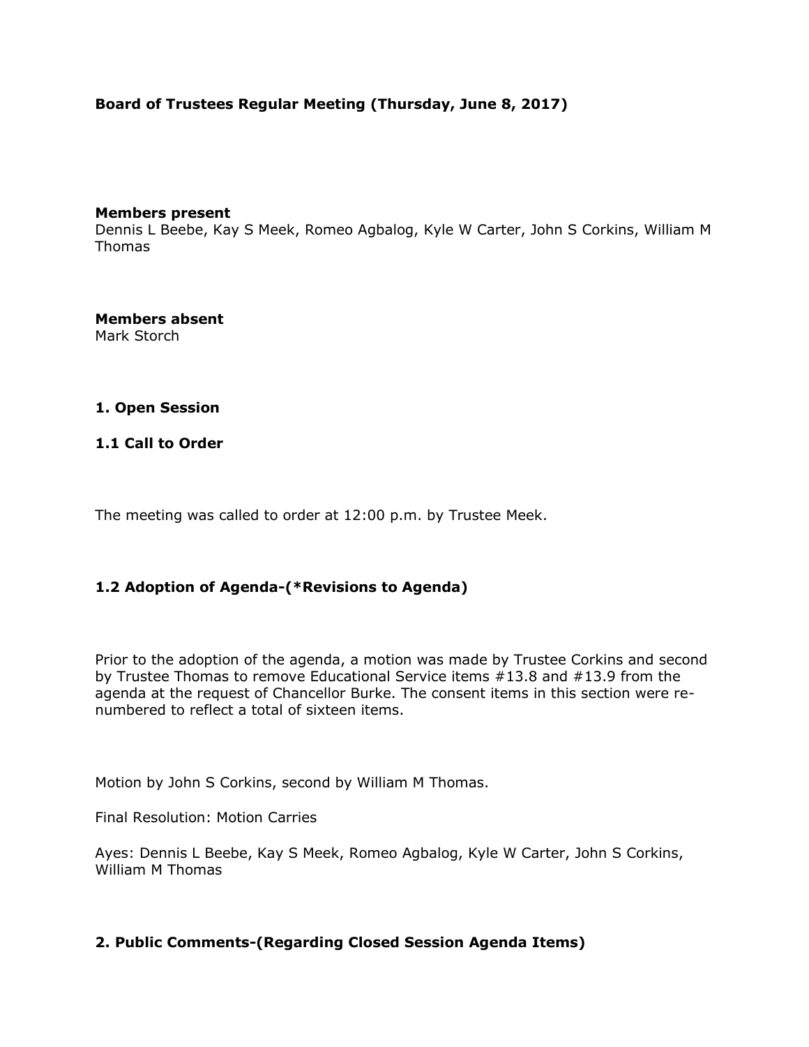**Board of Trustees Regular Meeting (Thursday, June 8, 2017)**

**Members present**
Dennis L Beebe, Kay S Meek, Romeo Agbalog, Kyle W Carter, John S Corkins, William M Thomas

**Members absent**
Mark Storch

## 1. Open Session

### 1.1 Call to Order

The meeting was called to order at 12:00 p.m. by Trustee Meek.

### 1.2 Adoption of Agenda-(*Revisions to Agenda)

Prior to the adoption of the agenda, a motion was made by Trustee Corkins and second by Trustee Thomas to remove Educational Service items #13.8 and #13.9 from the agenda at the request of Chancellor Burke. The consent items in this section were re-numbered to reflect a total of sixteen items.

Motion by John S Corkins, second by William M Thomas.

Final Resolution: Motion Carries

Ayes: Dennis L Beebe, Kay S Meek, Romeo Agbalog, Kyle W Carter, John S Corkins, William M Thomas

## 2. Public Comments-(Regarding Closed Session Agenda Items)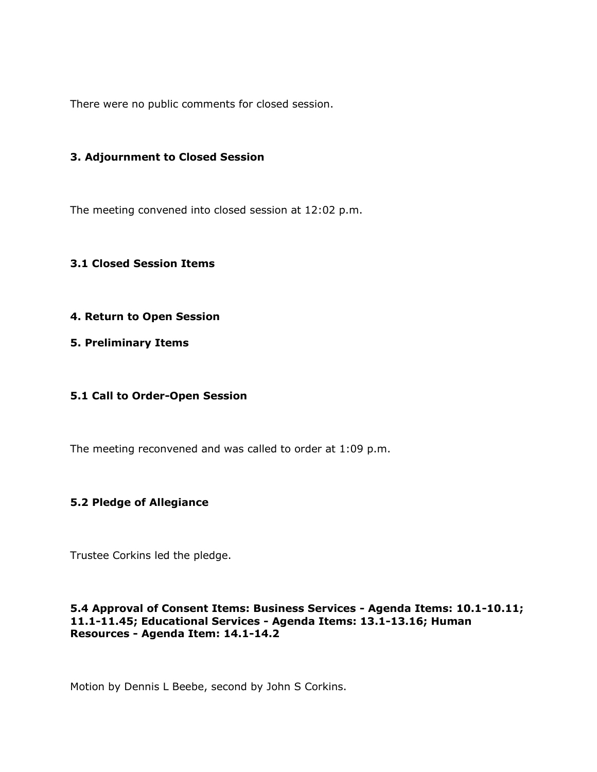There were no public comments for closed session.

### 3. Adjournment to Closed Session

The meeting convened into closed session at 12:02 p.m.

### 3.1 Closed Session Items

### 4. Return to Open Session

### 5. Preliminary Items

### 5.1 Call to Order-Open Session

The meeting reconvened and was called to order at 1:09 p.m.

### 5.2 Pledge of Allegiance

Trustee Corkins led the pledge.

### 5.4 Approval of Consent Items: Business Services - Agenda Items: 10.1-10.11; 11.1-11.45; Educational Services - Agenda Items: 13.1-13.16; Human Resources - Agenda Item: 14.1-14.2

Motion by Dennis L Beebe, second by John S Corkins.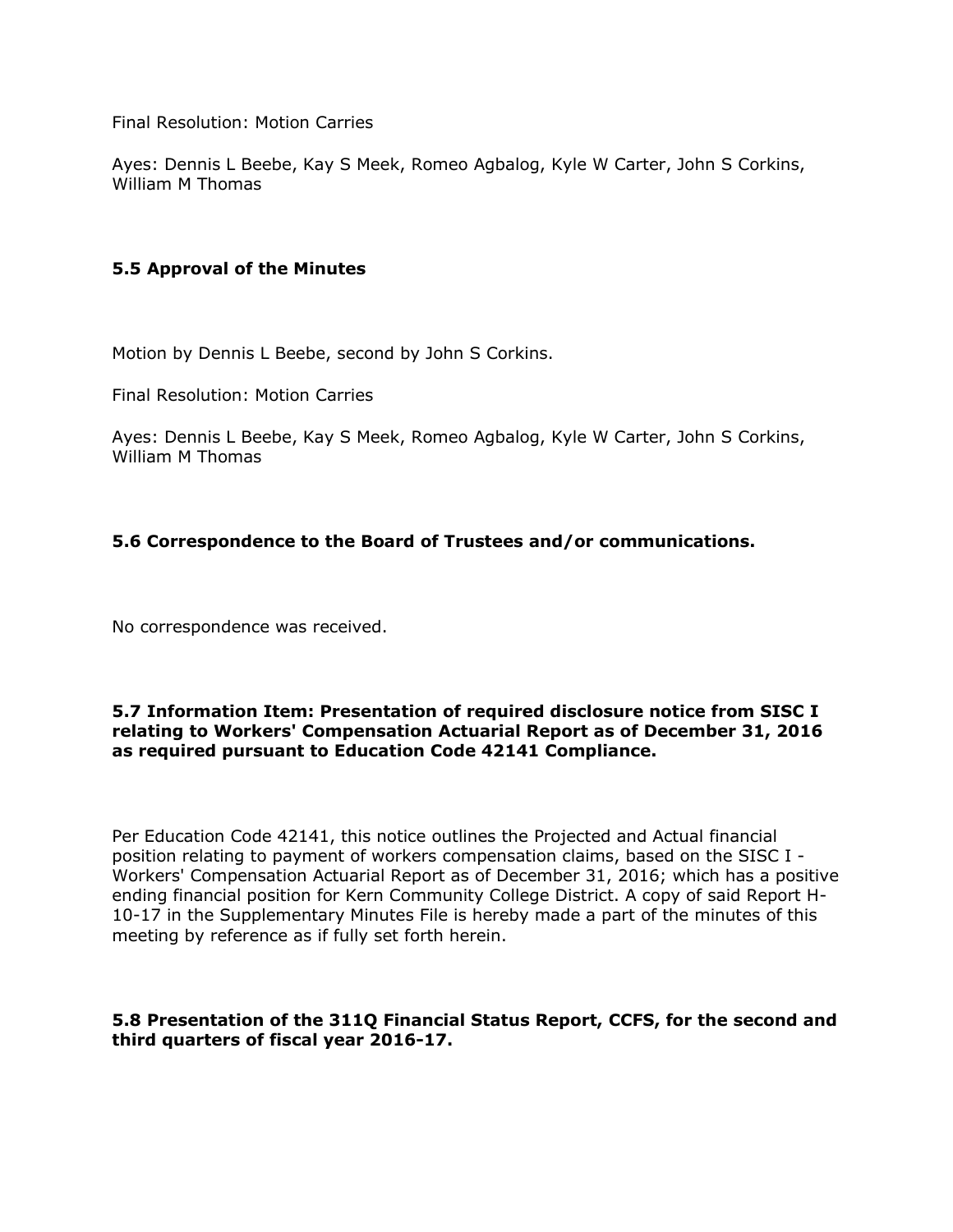Final Resolution: Motion Carries

Ayes: Dennis L Beebe, Kay S Meek, Romeo Agbalog, Kyle W Carter, John S Corkins, William M Thomas

### 5.5 Approval of the Minutes

Motion by Dennis L Beebe, second by John S Corkins.

Final Resolution: Motion Carries

Ayes: Dennis L Beebe, Kay S Meek, Romeo Agbalog, Kyle W Carter, John S Corkins, William M Thomas

### 5.6 Correspondence to the Board of Trustees and/or communications.

No correspondence was received.

### 5.7 Information Item: Presentation of required disclosure notice from SISC I relating to Workers' Compensation Actuarial Report as of December 31, 2016 as required pursuant to Education Code 42141 Compliance.

Per Education Code 42141, this notice outlines the Projected and Actual financial position relating to payment of workers compensation claims, based on the SISC I - Workers' Compensation Actuarial Report as of December 31, 2016; which has a positive ending financial position for Kern Community College District. A copy of said Report H-10-17 in the Supplementary Minutes File is hereby made a part of the minutes of this meeting by reference as if fully set forth herein.

### 5.8 Presentation of the 311Q Financial Status Report, CCFS, for the second and third quarters of fiscal year 2016-17.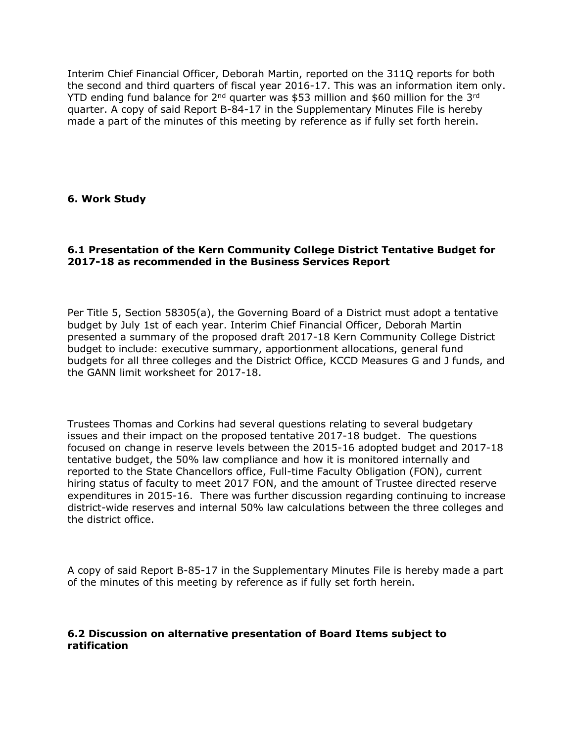Interim Chief Financial Officer, Deborah Martin, reported on the 311Q reports for both the second and third quarters of fiscal year 2016-17. This was an information item only. YTD ending fund balance for 2nd quarter was $53 million and $60 million for the 3rd quarter. A copy of said Report B-84-17 in the Supplementary Minutes File is hereby made a part of the minutes of this meeting by reference as if fully set forth herein.

### 6. Work Study

#### 6.1 Presentation of the Kern Community College District Tentative Budget for 2017-18 as recommended in the Business Services Report

Per Title 5, Section 58305(a), the Governing Board of a District must adopt a tentative budget by July 1st of each year. Interim Chief Financial Officer, Deborah Martin presented a summary of the proposed draft 2017-18 Kern Community College District budget to include: executive summary, apportionment allocations, general fund budgets for all three colleges and the District Office, KCCD Measures G and J funds, and the GANN limit worksheet for 2017-18.

Trustees Thomas and Corkins had several questions relating to several budgetary issues and their impact on the proposed tentative 2017-18 budget. The questions focused on change in reserve levels between the 2015-16 adopted budget and 2017-18 tentative budget, the 50% law compliance and how it is monitored internally and reported to the State Chancellors office, Full-time Faculty Obligation (FON), current hiring status of faculty to meet 2017 FON, and the amount of Trustee directed reserve expenditures in 2015-16. There was further discussion regarding continuing to increase district-wide reserves and internal 50% law calculations between the three colleges and the district office.

A copy of said Report B-85-17 in the Supplementary Minutes File is hereby made a part of the minutes of this meeting by reference as if fully set forth herein.

#### 6.2 Discussion on alternative presentation of Board Items subject to ratification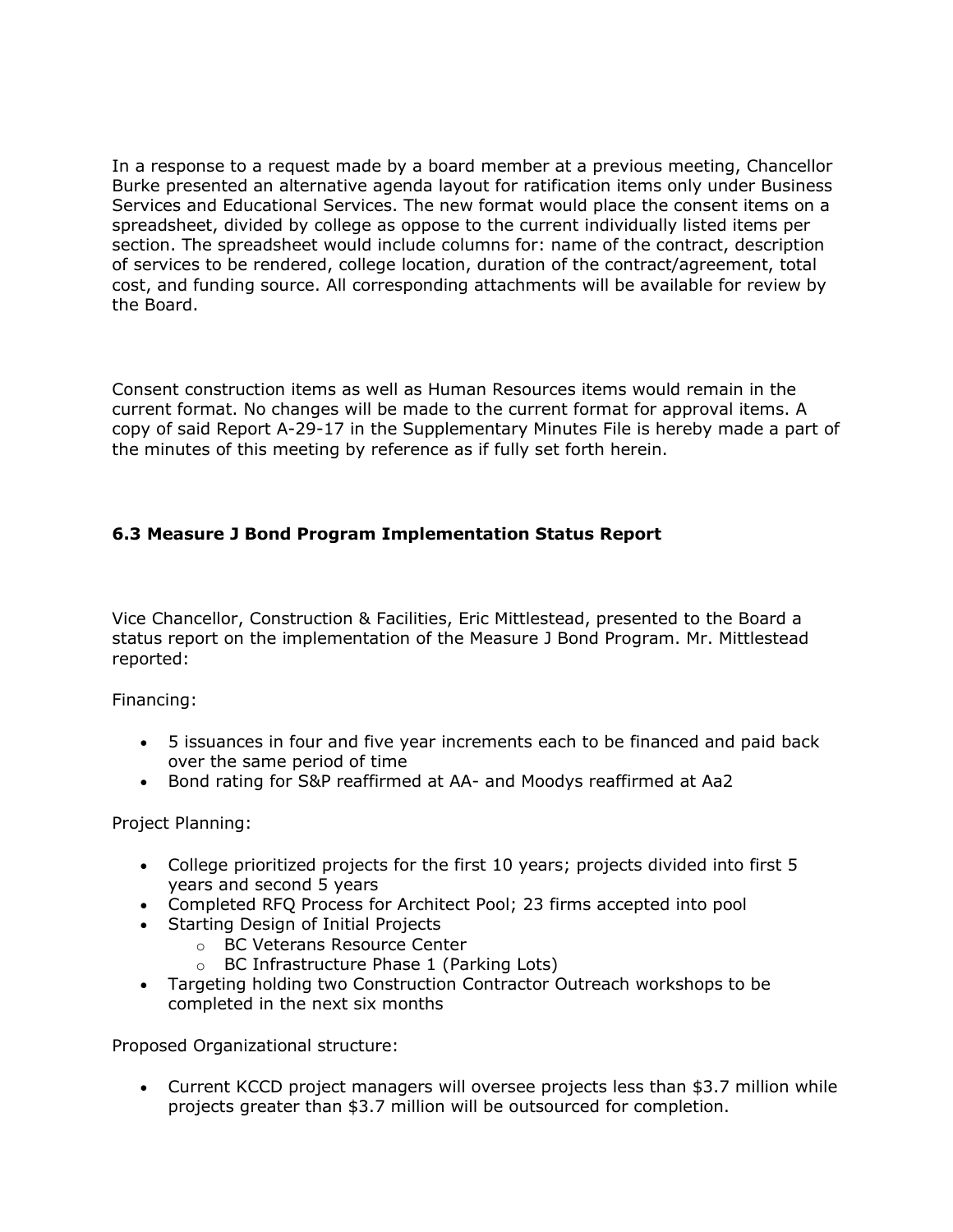In a response to a request made by a board member at a previous meeting, Chancellor Burke presented an alternative agenda layout for ratification items only under Business Services and Educational Services. The new format would place the consent items on a spreadsheet, divided by college as oppose to the current individually listed items per section. The spreadsheet would include columns for: name of the contract, description of services to be rendered, college location, duration of the contract/agreement, total cost, and funding source. All corresponding attachments will be available for review by the Board.

Consent construction items as well as Human Resources items would remain in the current format. No changes will be made to the current format for approval items. A copy of said Report A-29-17 in the Supplementary Minutes File is hereby made a part of the minutes of this meeting by reference as if fully set forth herein.

### 6.3 Measure J Bond Program Implementation Status Report

Vice Chancellor, Construction & Facilities, Eric Mittlestead, presented to the Board a status report on the implementation of the Measure J Bond Program. Mr. Mittlestead reported:

Financing:

- 5 issuances in four and five year increments each to be financed and paid back over the same period of time
- Bond rating for S&P reaffirmed at AA- and Moodys reaffirmed at Aa2

Project Planning:

- College prioritized projects for the first 10 years; projects divided into first 5 years and second 5 years
- Completed RFQ Process for Architect Pool; 23 firms accepted into pool
- Starting Design of Initial Projects
    - BC Veterans Resource Center
    - BC Infrastructure Phase 1 (Parking Lots)
- Targeting holding two Construction Contractor Outreach workshops to be completed in the next six months

Proposed Organizational structure:

- Current KCCD project managers will oversee projects less than $3.7 million while projects greater than $3.7 million will be outsourced for completion.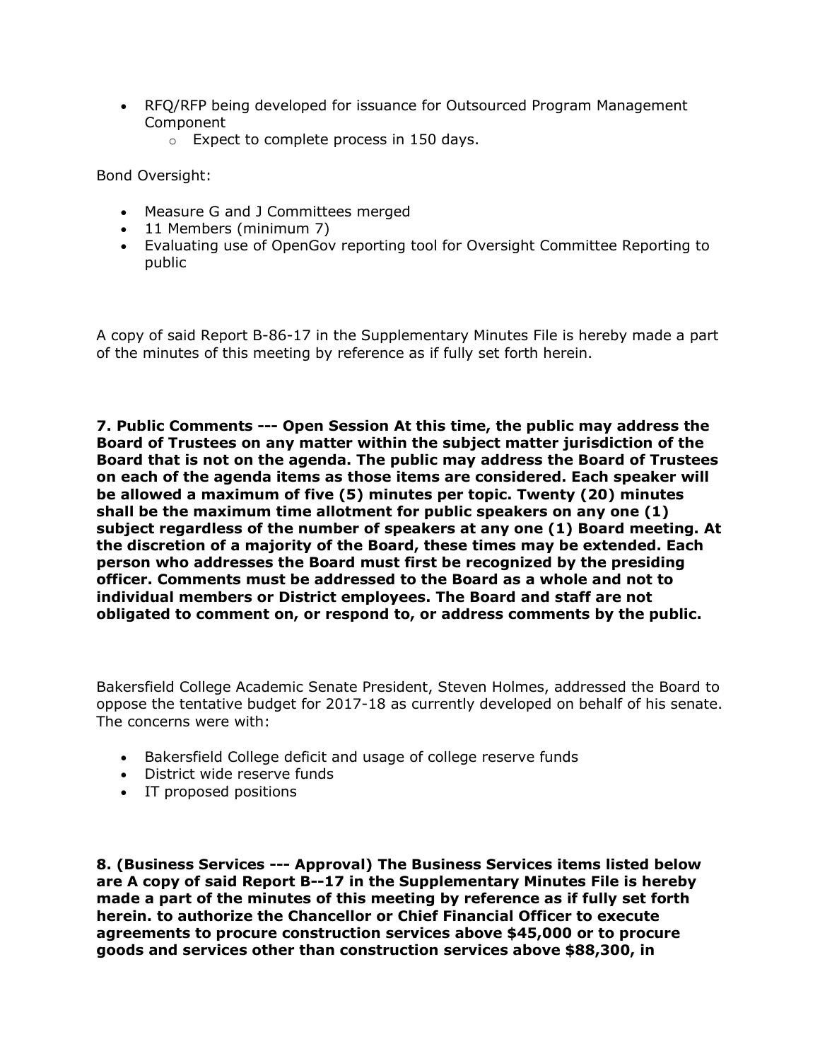- RFQ/RFP being developed for issuance for Outsourced Program Management Component
  - Expect to complete process in 150 days.

Bond Oversight:

- Measure G and J Committees merged
- 11 Members (minimum 7)
- Evaluating use of OpenGov reporting tool for Oversight Committee Reporting to public

A copy of said Report B-86-17 in the Supplementary Minutes File is hereby made a part of the minutes of this meeting by reference as if fully set forth herein.

**7. Public Comments --- Open Session At this time, the public may address the Board of Trustees on any matter within the subject matter jurisdiction of the Board that is not on the agenda. The public may address the Board of Trustees on each of the agenda items as those items are considered. Each speaker will be allowed a maximum of five (5) minutes per topic. Twenty (20) minutes shall be the maximum time allotment for public speakers on any one (1) subject regardless of the number of speakers at any one (1) Board meeting. At the discretion of a majority of the Board, these times may be extended. Each person who addresses the Board must first be recognized by the presiding officer. Comments must be addressed to the Board as a whole and not to individual members or District employees. The Board and staff are not obligated to comment on, or respond to, or address comments by the public.**

Bakersfield College Academic Senate President, Steven Holmes, addressed the Board to oppose the tentative budget for 2017-18 as currently developed on behalf of his senate. The concerns were with:

- Bakersfield College deficit and usage of college reserve funds
- District wide reserve funds
- IT proposed positions

**8. (Business Services --- Approval) The Business Services items listed below are A copy of said Report B--17 in the Supplementary Minutes File is hereby made a part of the minutes of this meeting by reference as if fully set forth herein. to authorize the Chancellor or Chief Financial Officer to execute agreements to procure construction services above $45,000 or to procure goods and services other than construction services above $88,300, in**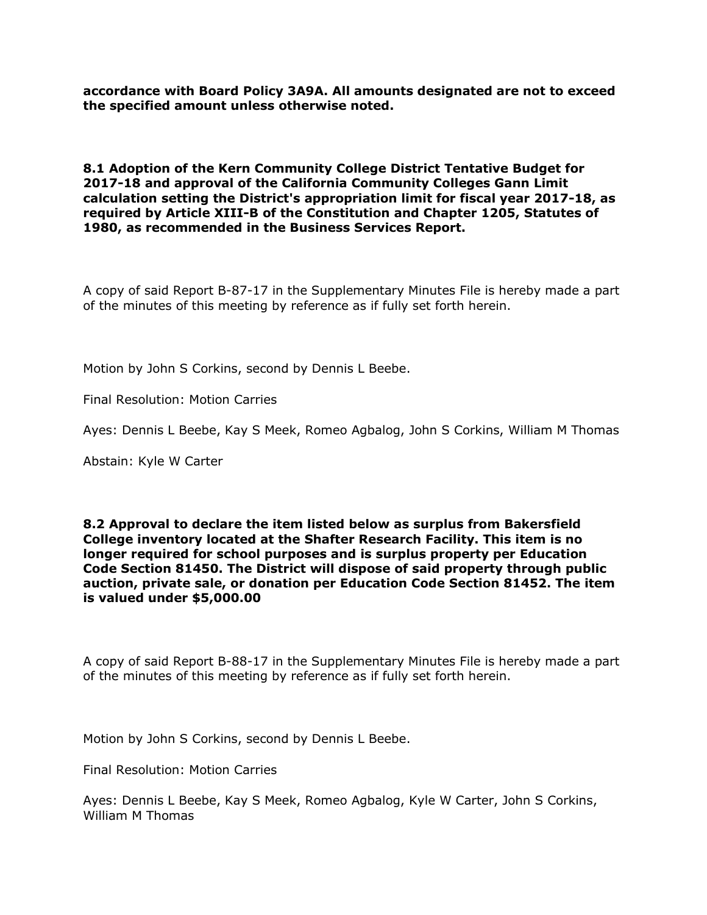**accordance with Board Policy 3A9A. All amounts designated are not to exceed the specified amount unless otherwise noted.**

**8.1 Adoption of the Kern Community College District Tentative Budget for 2017-18 and approval of the California Community Colleges Gann Limit calculation setting the District's appropriation limit for fiscal year 2017-18, as required by Article XIII-B of the Constitution and Chapter 1205, Statutes of 1980, as recommended in the Business Services Report.**

A copy of said Report B-87-17 in the Supplementary Minutes File is hereby made a part of the minutes of this meeting by reference as if fully set forth herein.

Motion by John S Corkins, second by Dennis L Beebe.

Final Resolution: Motion Carries

Ayes: Dennis L Beebe, Kay S Meek, Romeo Agbalog, John S Corkins, William M Thomas

Abstain: Kyle W Carter

**8.2 Approval to declare the item listed below as surplus from Bakersfield College inventory located at the Shafter Research Facility. This item is no longer required for school purposes and is surplus property per Education Code Section 81450. The District will dispose of said property through public auction, private sale, or donation per Education Code Section 81452. The item is valued under $5,000.00**

A copy of said Report B-88-17 in the Supplementary Minutes File is hereby made a part of the minutes of this meeting by reference as if fully set forth herein.

Motion by John S Corkins, second by Dennis L Beebe.

Final Resolution: Motion Carries

Ayes: Dennis L Beebe, Kay S Meek, Romeo Agbalog, Kyle W Carter, John S Corkins, William M Thomas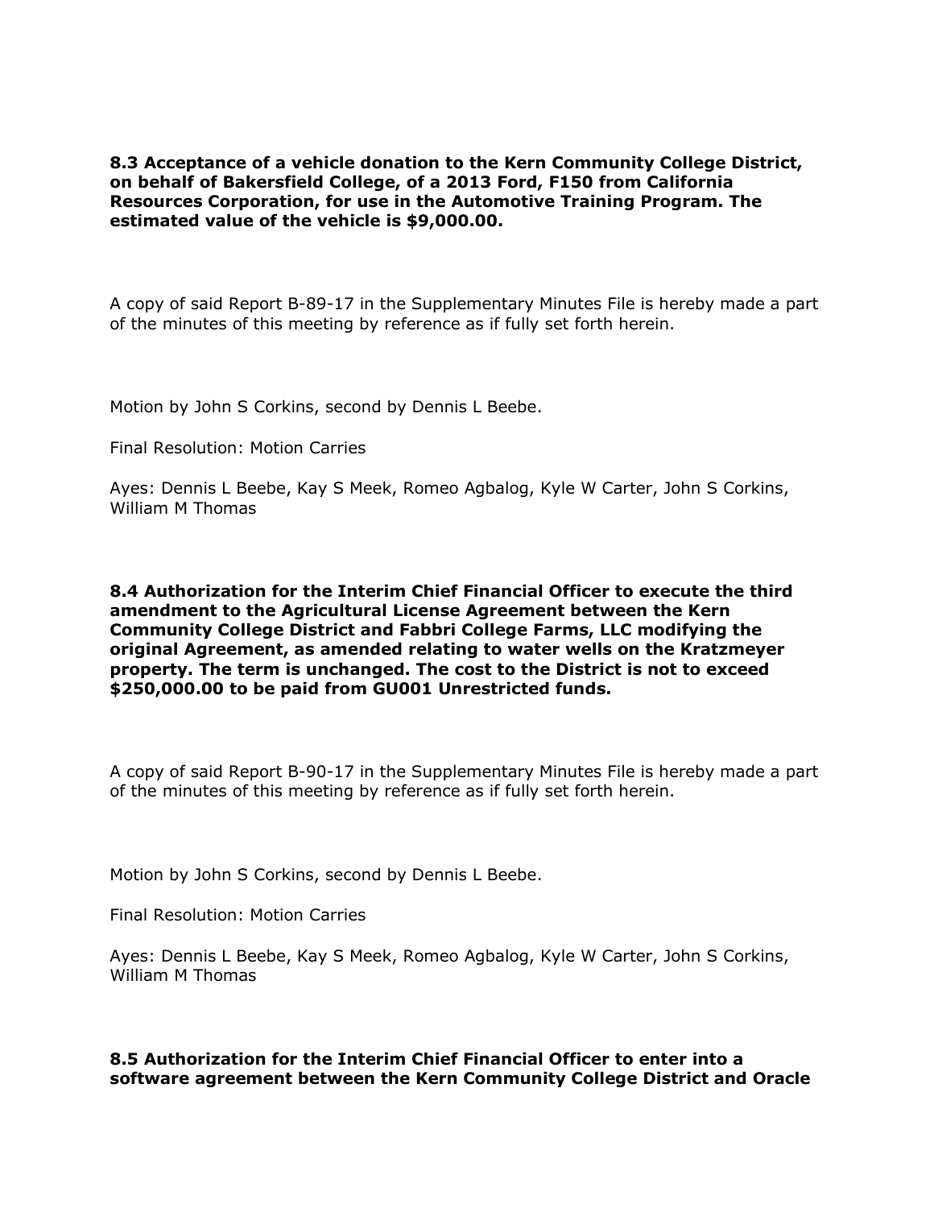**8.3 Acceptance of a vehicle donation to the Kern Community College District, on behalf of Bakersfield College, of a 2013 Ford, F150 from California Resources Corporation, for use in the Automotive Training Program. The estimated value of the vehicle is $9,000.00.**

A copy of said Report B-89-17 in the Supplementary Minutes File is hereby made a part of the minutes of this meeting by reference as if fully set forth herein.

Motion by John S Corkins, second by Dennis L Beebe.

Final Resolution: Motion Carries

Ayes: Dennis L Beebe, Kay S Meek, Romeo Agbalog, Kyle W Carter, John S Corkins, William M Thomas

**8.4 Authorization for the Interim Chief Financial Officer to execute the third amendment to the Agricultural License Agreement between the Kern Community College District and Fabbri College Farms, LLC modifying the original Agreement, as amended relating to water wells on the Kratzmeyer property. The term is unchanged. The cost to the District is not to exceed $250,000.00 to be paid from GU001 Unrestricted funds.**

A copy of said Report B-90-17 in the Supplementary Minutes File is hereby made a part of the minutes of this meeting by reference as if fully set forth herein.

Motion by John S Corkins, second by Dennis L Beebe.

Final Resolution: Motion Carries

Ayes: Dennis L Beebe, Kay S Meek, Romeo Agbalog, Kyle W Carter, John S Corkins, William M Thomas

**8.5 Authorization for the Interim Chief Financial Officer to enter into a software agreement between the Kern Community College District and Oracle**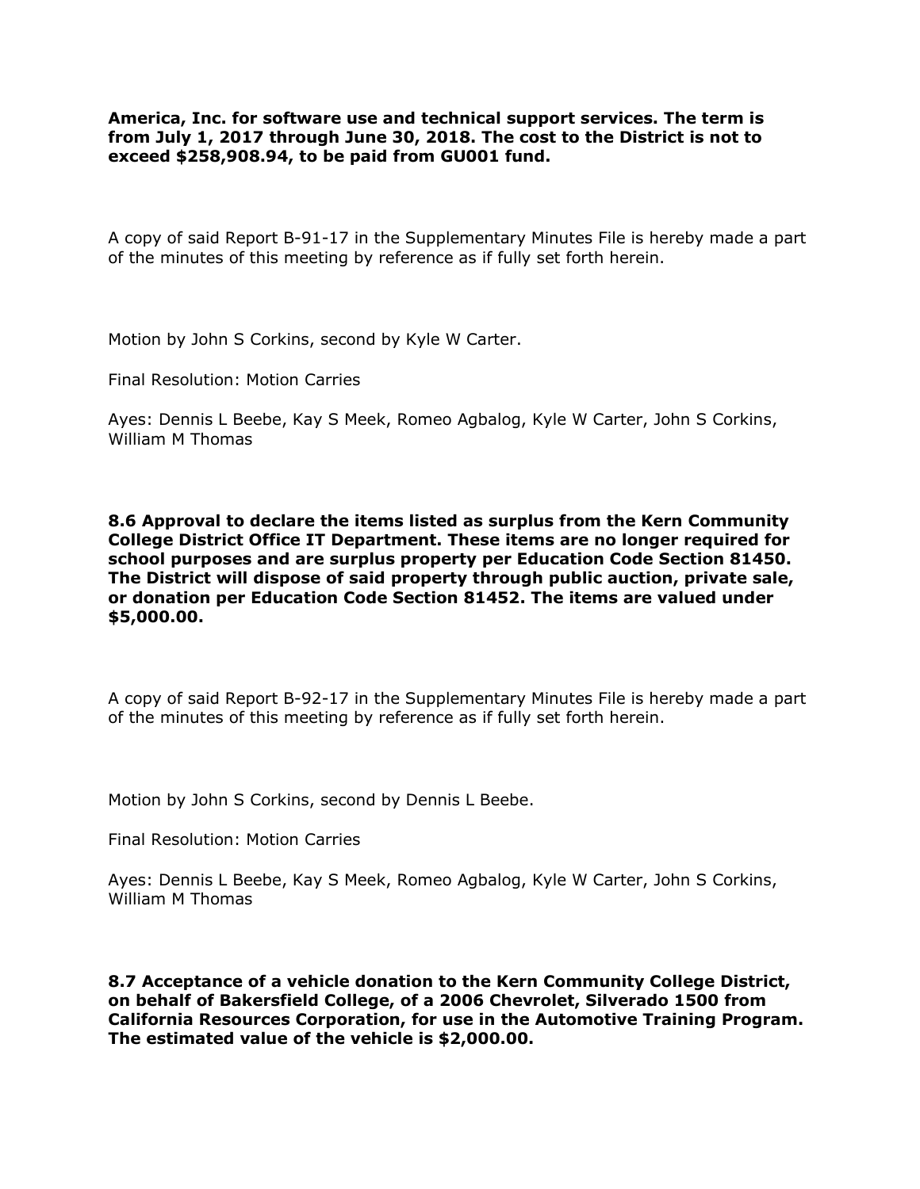**America, Inc. for software use and technical support services. The term is from July 1, 2017 through June 30, 2018. The cost to the District is not to exceed $258,908.94, to be paid from GU001 fund.**

A copy of said Report B-91-17 in the Supplementary Minutes File is hereby made a part of the minutes of this meeting by reference as if fully set forth herein.

Motion by John S Corkins, second by Kyle W Carter.

Final Resolution: Motion Carries

Ayes: Dennis L Beebe, Kay S Meek, Romeo Agbalog, Kyle W Carter, John S Corkins, William M Thomas

**8.6 Approval to declare the items listed as surplus from the Kern Community College District Office IT Department. These items are no longer required for school purposes and are surplus property per Education Code Section 81450. The District will dispose of said property through public auction, private sale, or donation per Education Code Section 81452. The items are valued under $5,000.00.**

A copy of said Report B-92-17 in the Supplementary Minutes File is hereby made a part of the minutes of this meeting by reference as if fully set forth herein.

Motion by John S Corkins, second by Dennis L Beebe.

Final Resolution: Motion Carries

Ayes: Dennis L Beebe, Kay S Meek, Romeo Agbalog, Kyle W Carter, John S Corkins, William M Thomas

**8.7 Acceptance of a vehicle donation to the Kern Community College District, on behalf of Bakersfield College, of a 2006 Chevrolet, Silverado 1500 from California Resources Corporation, for use in the Automotive Training Program. The estimated value of the vehicle is $2,000.00.**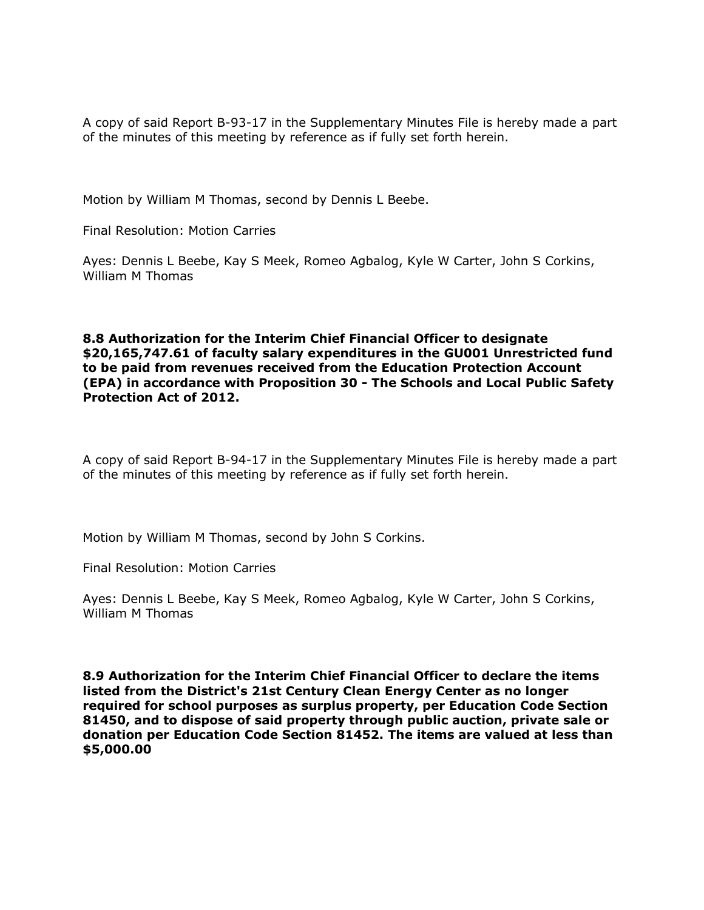A copy of said Report B-93-17 in the Supplementary Minutes File is hereby made a part of the minutes of this meeting by reference as if fully set forth herein.

Motion by William M Thomas, second by Dennis L Beebe.

Final Resolution: Motion Carries

Ayes: Dennis L Beebe, Kay S Meek, Romeo Agbalog, Kyle W Carter, John S Corkins, William M Thomas

**8.8 Authorization for the Interim Chief Financial Officer to designate $20,165,747.61 of faculty salary expenditures in the GU001 Unrestricted fund to be paid from revenues received from the Education Protection Account (EPA) in accordance with Proposition 30 - The Schools and Local Public Safety Protection Act of 2012.**

A copy of said Report B-94-17 in the Supplementary Minutes File is hereby made a part of the minutes of this meeting by reference as if fully set forth herein.

Motion by William M Thomas, second by John S Corkins.

Final Resolution: Motion Carries

Ayes: Dennis L Beebe, Kay S Meek, Romeo Agbalog, Kyle W Carter, John S Corkins, William M Thomas

**8.9 Authorization for the Interim Chief Financial Officer to declare the items listed from the District's 21st Century Clean Energy Center as no longer required for school purposes as surplus property, per Education Code Section 81450, and to dispose of said property through public auction, private sale or donation per Education Code Section 81452. The items are valued at less than $5,000.00**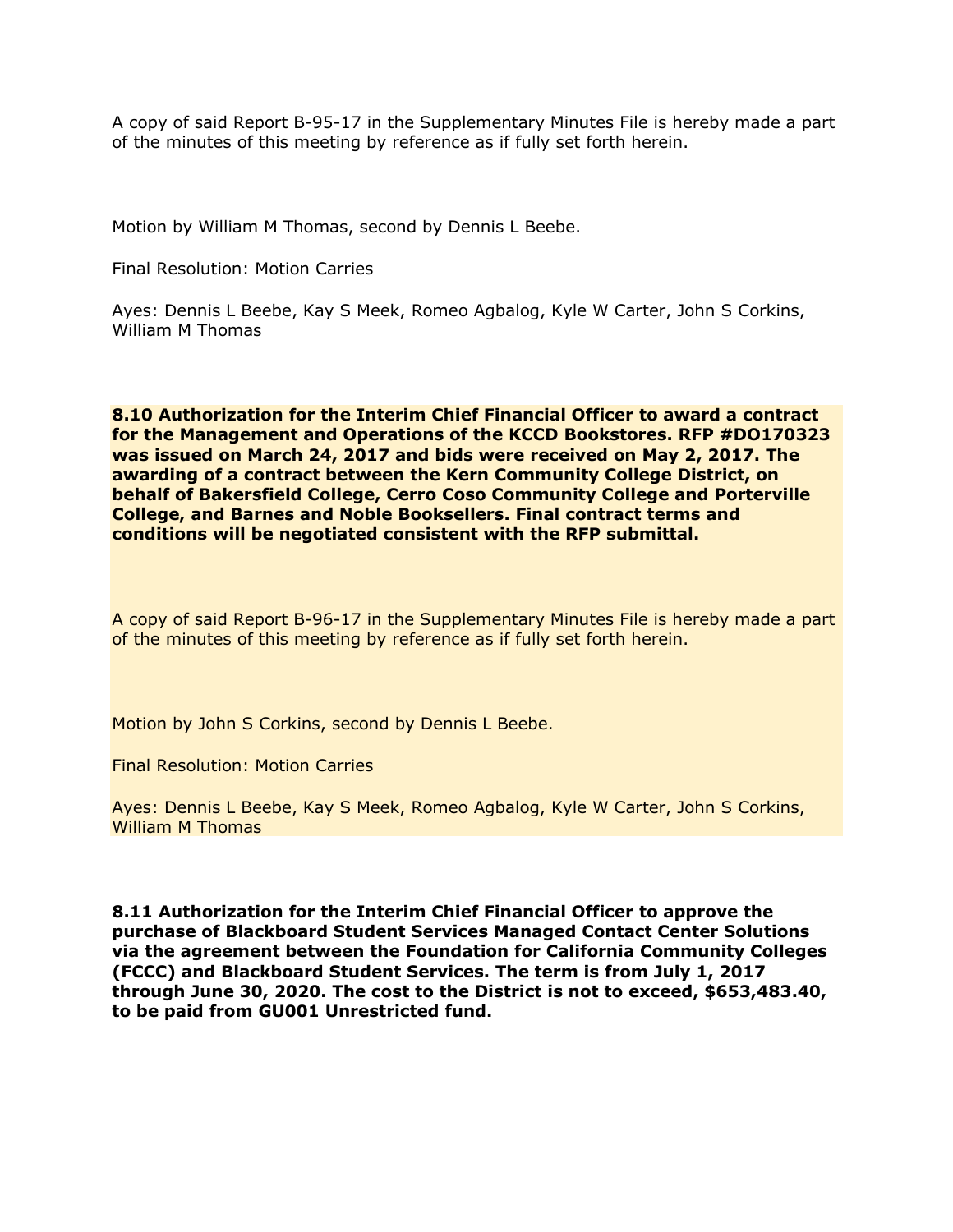A copy of said Report B-95-17 in the Supplementary Minutes File is hereby made a part of the minutes of this meeting by reference as if fully set forth herein.

Motion by William M Thomas, second by Dennis L Beebe.

Final Resolution: Motion Carries

Ayes: Dennis L Beebe, Kay S Meek, Romeo Agbalog, Kyle W Carter, John S Corkins, William M Thomas

**8.10 Authorization for the Interim Chief Financial Officer to award a contract for the Management and Operations of the KCCD Bookstores. RFP #DO170323 was issued on March 24, 2017 and bids were received on May 2, 2017. The awarding of a contract between the Kern Community College District, on behalf of Bakersfield College, Cerro Coso Community College and Porterville College, and Barnes and Noble Booksellers. Final contract terms and conditions will be negotiated consistent with the RFP submittal.**

A copy of said Report B-96-17 in the Supplementary Minutes File is hereby made a part of the minutes of this meeting by reference as if fully set forth herein.

Motion by John S Corkins, second by Dennis L Beebe.

Final Resolution: Motion Carries

Ayes: Dennis L Beebe, Kay S Meek, Romeo Agbalog, Kyle W Carter, John S Corkins, William M Thomas

**8.11 Authorization for the Interim Chief Financial Officer to approve the purchase of Blackboard Student Services Managed Contact Center Solutions via the agreement between the Foundation for California Community Colleges (FCCC) and Blackboard Student Services. The term is from July 1, 2017 through June 30, 2020. The cost to the District is not to exceed, $653,483.40, to be paid from GU001 Unrestricted fund.**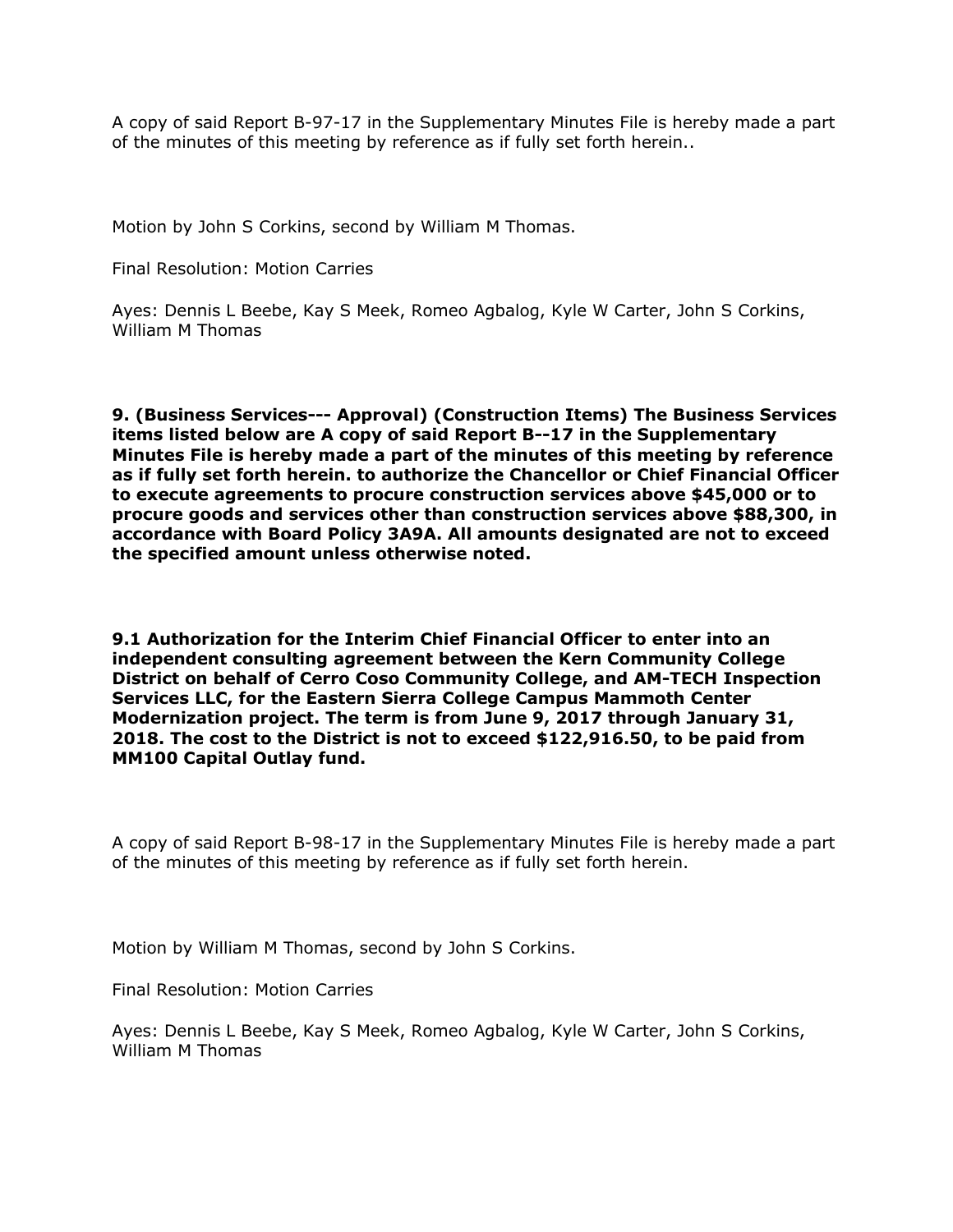A copy of said Report B-97-17 in the Supplementary Minutes File is hereby made a part of the minutes of this meeting by reference as if fully set forth herein..

Motion by John S Corkins, second by William M Thomas.

Final Resolution: Motion Carries

Ayes: Dennis L Beebe, Kay S Meek, Romeo Agbalog, Kyle W Carter, John S Corkins, William M Thomas

**9. (Business Services--- Approval) (Construction Items) The Business Services items listed below are A copy of said Report B--17 in the Supplementary Minutes File is hereby made a part of the minutes of this meeting by reference as if fully set forth herein. to authorize the Chancellor or Chief Financial Officer to execute agreements to procure construction services above $45,000 or to procure goods and services other than construction services above $88,300, in accordance with Board Policy 3A9A. All amounts designated are not to exceed the specified amount unless otherwise noted.**

**9.1 Authorization for the Interim Chief Financial Officer to enter into an independent consulting agreement between the Kern Community College District on behalf of Cerro Coso Community College, and AM-TECH Inspection Services LLC, for the Eastern Sierra College Campus Mammoth Center Modernization project. The term is from June 9, 2017 through January 31, 2018. The cost to the District is not to exceed $122,916.50, to be paid from MM100 Capital Outlay fund.**

A copy of said Report B-98-17 in the Supplementary Minutes File is hereby made a part of the minutes of this meeting by reference as if fully set forth herein.

Motion by William M Thomas, second by John S Corkins.

Final Resolution: Motion Carries

Ayes: Dennis L Beebe, Kay S Meek, Romeo Agbalog, Kyle W Carter, John S Corkins, William M Thomas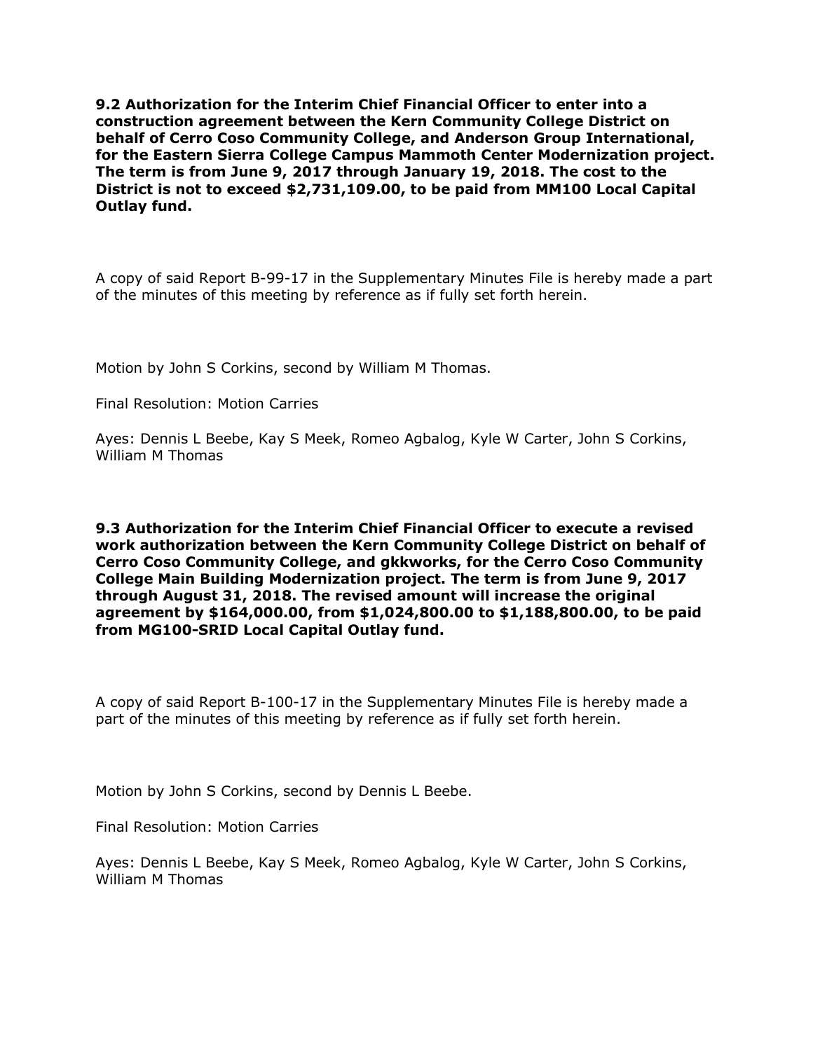**9.2 Authorization for the Interim Chief Financial Officer to enter into a construction agreement between the Kern Community College District on behalf of Cerro Coso Community College, and Anderson Group International, for the Eastern Sierra College Campus Mammoth Center Modernization project. The term is from June 9, 2017 through January 19, 2018. The cost to the District is not to exceed $2,731,109.00, to be paid from MM100 Local Capital Outlay fund.**

A copy of said Report B-99-17 in the Supplementary Minutes File is hereby made a part of the minutes of this meeting by reference as if fully set forth herein.

Motion by John S Corkins, second by William M Thomas.

Final Resolution: Motion Carries

Ayes: Dennis L Beebe, Kay S Meek, Romeo Agbalog, Kyle W Carter, John S Corkins, William M Thomas

**9.3 Authorization for the Interim Chief Financial Officer to execute a revised work authorization between the Kern Community College District on behalf of Cerro Coso Community College, and gkkworks, for the Cerro Coso Community College Main Building Modernization project. The term is from June 9, 2017 through August 31, 2018. The revised amount will increase the original agreement by $164,000.00, from $1,024,800.00 to $1,188,800.00, to be paid from MG100-SRID Local Capital Outlay fund.**

A copy of said Report B-100-17 in the Supplementary Minutes File is hereby made a part of the minutes of this meeting by reference as if fully set forth herein.

Motion by John S Corkins, second by Dennis L Beebe.

Final Resolution: Motion Carries

Ayes: Dennis L Beebe, Kay S Meek, Romeo Agbalog, Kyle W Carter, John S Corkins, William M Thomas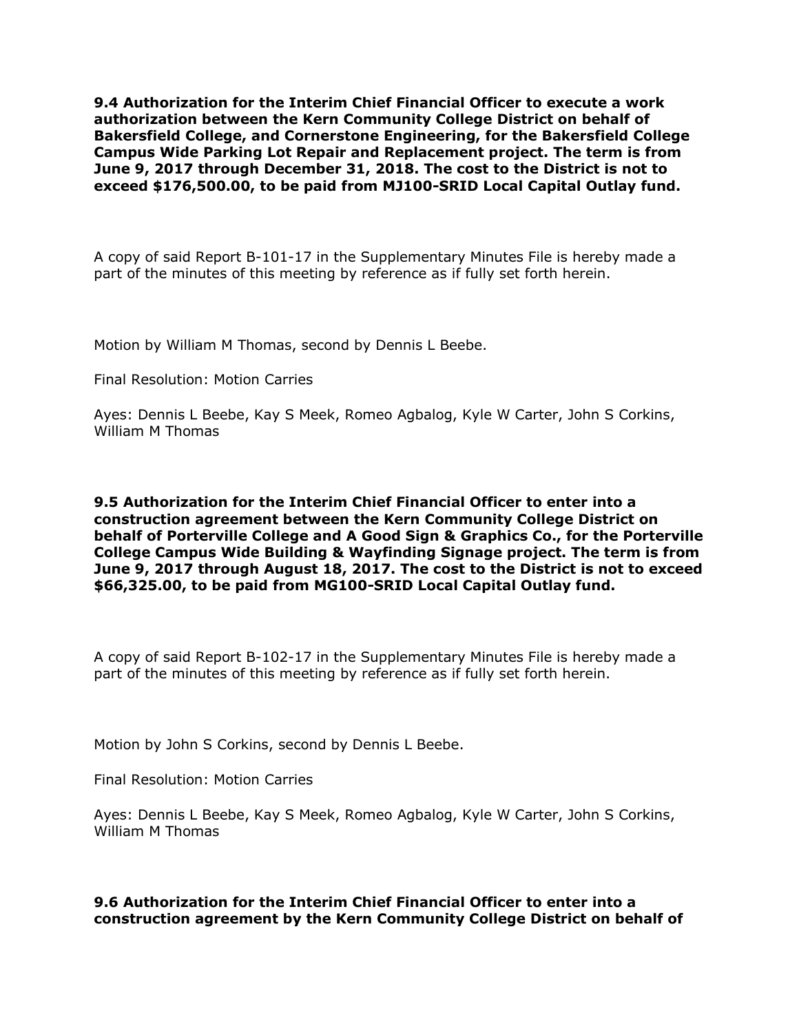**9.4 Authorization for the Interim Chief Financial Officer to execute a work authorization between the Kern Community College District on behalf of Bakersfield College, and Cornerstone Engineering, for the Bakersfield College Campus Wide Parking Lot Repair and Replacement project. The term is from June 9, 2017 through December 31, 2018. The cost to the District is not to exceed $176,500.00, to be paid from MJ100-SRID Local Capital Outlay fund.**

A copy of said Report B-101-17 in the Supplementary Minutes File is hereby made a part of the minutes of this meeting by reference as if fully set forth herein.

Motion by William M Thomas, second by Dennis L Beebe.

Final Resolution: Motion Carries

Ayes: Dennis L Beebe, Kay S Meek, Romeo Agbalog, Kyle W Carter, John S Corkins, William M Thomas

**9.5 Authorization for the Interim Chief Financial Officer to enter into a construction agreement between the Kern Community College District on behalf of Porterville College and A Good Sign & Graphics Co., for the Porterville College Campus Wide Building & Wayfinding Signage project. The term is from June 9, 2017 through August 18, 2017. The cost to the District is not to exceed $66,325.00, to be paid from MG100-SRID Local Capital Outlay fund.**

A copy of said Report B-102-17 in the Supplementary Minutes File is hereby made a part of the minutes of this meeting by reference as if fully set forth herein.

Motion by John S Corkins, second by Dennis L Beebe.

Final Resolution: Motion Carries

Ayes: Dennis L Beebe, Kay S Meek, Romeo Agbalog, Kyle W Carter, John S Corkins, William M Thomas

**9.6 Authorization for the Interim Chief Financial Officer to enter into a construction agreement by the Kern Community College District on behalf of**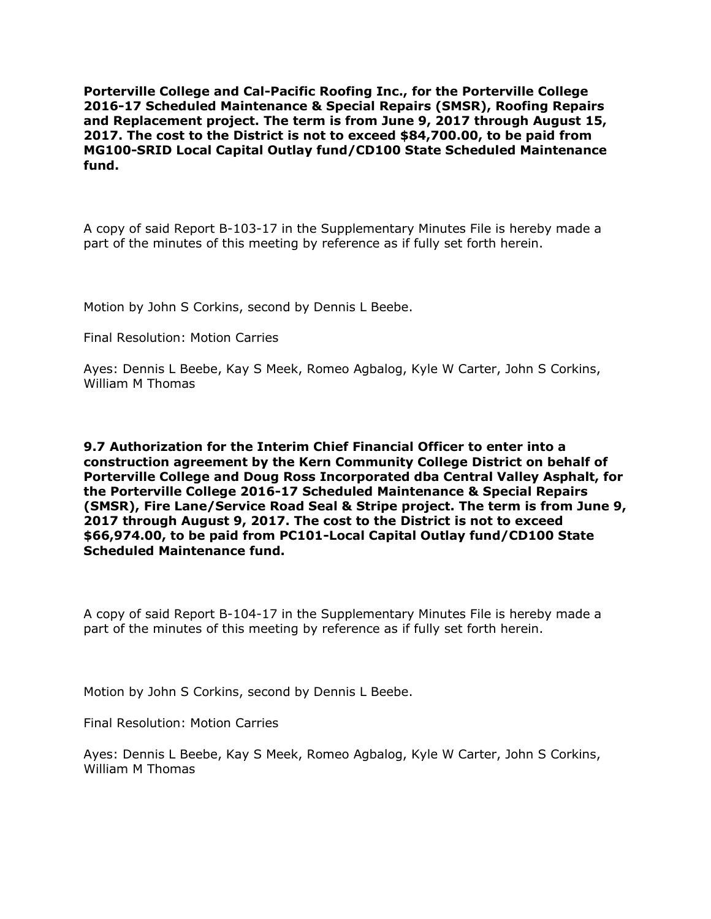**Porterville College and Cal-Pacific Roofing Inc., for the Porterville College 2016-17 Scheduled Maintenance & Special Repairs (SMSR), Roofing Repairs and Replacement project. The term is from June 9, 2017 through August 15, 2017. The cost to the District is not to exceed $84,700.00, to be paid from MG100-SRID Local Capital Outlay fund/CD100 State Scheduled Maintenance fund.**

A copy of said Report B-103-17 in the Supplementary Minutes File is hereby made a part of the minutes of this meeting by reference as if fully set forth herein.

Motion by John S Corkins, second by Dennis L Beebe.

Final Resolution: Motion Carries

Ayes: Dennis L Beebe, Kay S Meek, Romeo Agbalog, Kyle W Carter, John S Corkins, William M Thomas

**9.7 Authorization for the Interim Chief Financial Officer to enter into a construction agreement by the Kern Community College District on behalf of Porterville College and Doug Ross Incorporated dba Central Valley Asphalt, for the Porterville College 2016-17 Scheduled Maintenance & Special Repairs (SMSR), Fire Lane/Service Road Seal & Stripe project. The term is from June 9, 2017 through August 9, 2017. The cost to the District is not to exceed $66,974.00, to be paid from PC101-Local Capital Outlay fund/CD100 State Scheduled Maintenance fund.**

A copy of said Report B-104-17 in the Supplementary Minutes File is hereby made a part of the minutes of this meeting by reference as if fully set forth herein.

Motion by John S Corkins, second by Dennis L Beebe.

Final Resolution: Motion Carries

Ayes: Dennis L Beebe, Kay S Meek, Romeo Agbalog, Kyle W Carter, John S Corkins, William M Thomas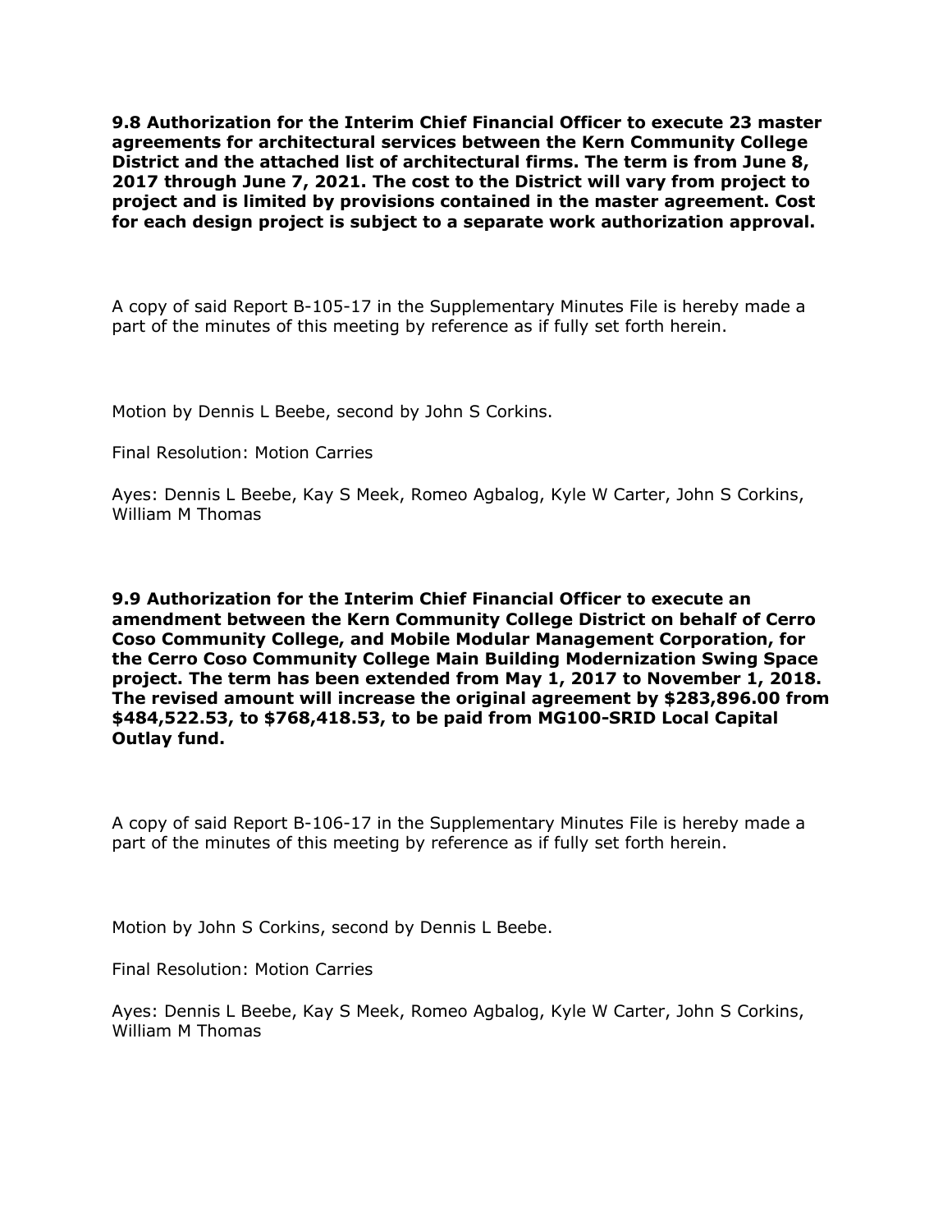**9.8 Authorization for the Interim Chief Financial Officer to execute 23 master agreements for architectural services between the Kern Community College District and the attached list of architectural firms. The term is from June 8, 2017 through June 7, 2021. The cost to the District will vary from project to project and is limited by provisions contained in the master agreement. Cost for each design project is subject to a separate work authorization approval.**

A copy of said Report B-105-17 in the Supplementary Minutes File is hereby made a part of the minutes of this meeting by reference as if fully set forth herein.

Motion by Dennis L Beebe, second by John S Corkins.

Final Resolution: Motion Carries

Ayes: Dennis L Beebe, Kay S Meek, Romeo Agbalog, Kyle W Carter, John S Corkins, William M Thomas

**9.9 Authorization for the Interim Chief Financial Officer to execute an amendment between the Kern Community College District on behalf of Cerro Coso Community College, and Mobile Modular Management Corporation, for the Cerro Coso Community College Main Building Modernization Swing Space project. The term has been extended from May 1, 2017 to November 1, 2018. The revised amount will increase the original agreement by $283,896.00 from $484,522.53, to $768,418.53, to be paid from MG100-SRID Local Capital Outlay fund.**

A copy of said Report B-106-17 in the Supplementary Minutes File is hereby made a part of the minutes of this meeting by reference as if fully set forth herein.

Motion by John S Corkins, second by Dennis L Beebe.

Final Resolution: Motion Carries

Ayes: Dennis L Beebe, Kay S Meek, Romeo Agbalog, Kyle W Carter, John S Corkins, William M Thomas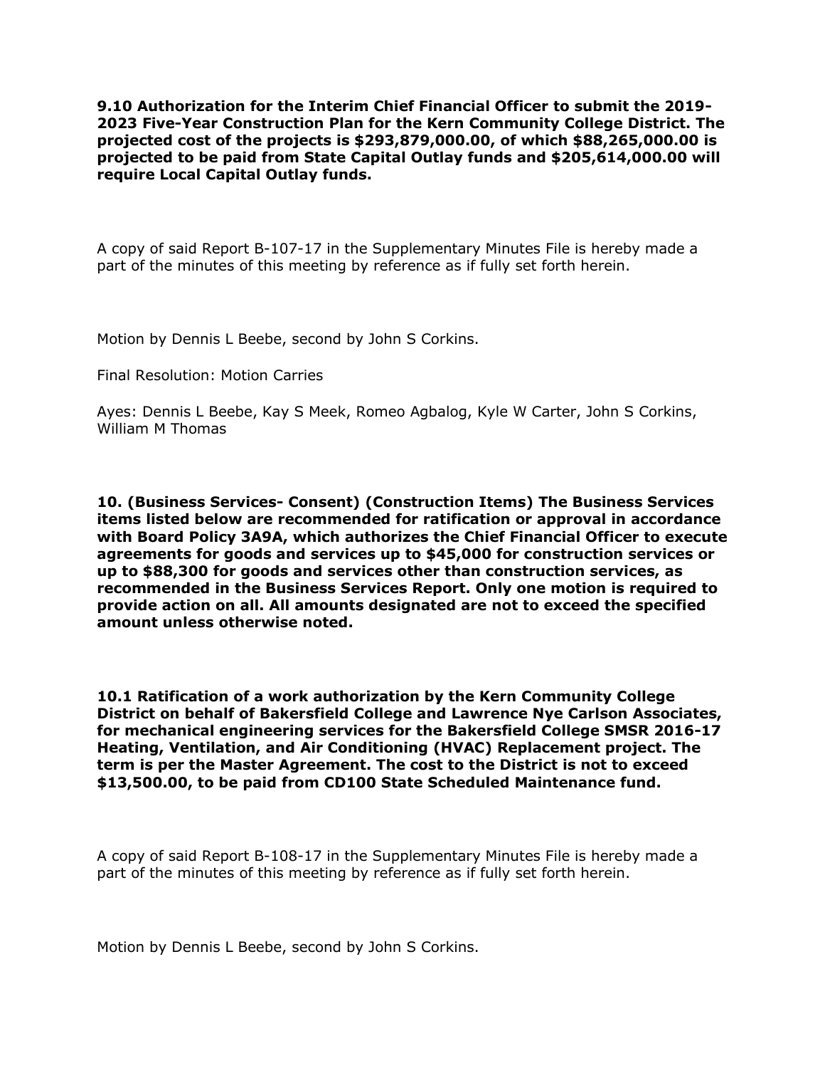**9.10 Authorization for the Interim Chief Financial Officer to submit the 2019-2023 Five-Year Construction Plan for the Kern Community College District. The projected cost of the projects is $293,879,000.00, of which $88,265,000.00 is projected to be paid from State Capital Outlay funds and $205,614,000.00 will require Local Capital Outlay funds.**

A copy of said Report B-107-17 in the Supplementary Minutes File is hereby made a part of the minutes of this meeting by reference as if fully set forth herein.

Motion by Dennis L Beebe, second by John S Corkins.

Final Resolution: Motion Carries

Ayes: Dennis L Beebe, Kay S Meek, Romeo Agbalog, Kyle W Carter, John S Corkins, William M Thomas

**10. (Business Services- Consent) (Construction Items) The Business Services items listed below are recommended for ratification or approval in accordance with Board Policy 3A9A, which authorizes the Chief Financial Officer to execute agreements for goods and services up to $45,000 for construction services or up to $88,300 for goods and services other than construction services, as recommended in the Business Services Report. Only one motion is required to provide action on all. All amounts designated are not to exceed the specified amount unless otherwise noted.**

**10.1 Ratification of a work authorization by the Kern Community College District on behalf of Bakersfield College and Lawrence Nye Carlson Associates, for mechanical engineering services for the Bakersfield College SMSR 2016-17 Heating, Ventilation, and Air Conditioning (HVAC) Replacement project. The term is per the Master Agreement. The cost to the District is not to exceed $13,500.00, to be paid from CD100 State Scheduled Maintenance fund.**

A copy of said Report B-108-17 in the Supplementary Minutes File is hereby made a part of the minutes of this meeting by reference as if fully set forth herein.

Motion by Dennis L Beebe, second by John S Corkins.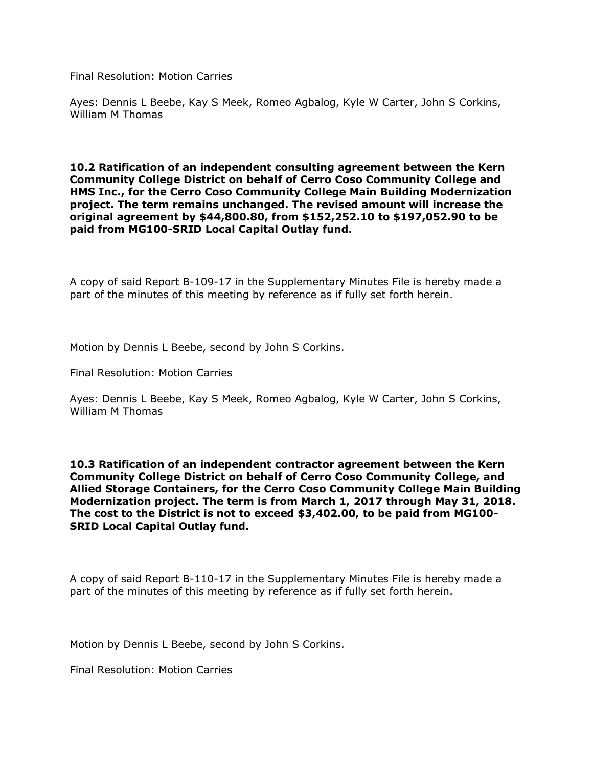Final Resolution: Motion Carries

Ayes: Dennis L Beebe, Kay S Meek, Romeo Agbalog, Kyle W Carter, John S Corkins, William M Thomas

**10.2 Ratification of an independent consulting agreement between the Kern Community College District on behalf of Cerro Coso Community College and HMS Inc., for the Cerro Coso Community College Main Building Modernization project. The term remains unchanged. The revised amount will increase the original agreement by $44,800.80, from $152,252.10 to $197,052.90 to be paid from MG100-SRID Local Capital Outlay fund.**

A copy of said Report B-109-17 in the Supplementary Minutes File is hereby made a part of the minutes of this meeting by reference as if fully set forth herein.

Motion by Dennis L Beebe, second by John S Corkins.

Final Resolution: Motion Carries

Ayes: Dennis L Beebe, Kay S Meek, Romeo Agbalog, Kyle W Carter, John S Corkins, William M Thomas

**10.3 Ratification of an independent contractor agreement between the Kern Community College District on behalf of Cerro Coso Community College, and Allied Storage Containers, for the Cerro Coso Community College Main Building Modernization project. The term is from March 1, 2017 through May 31, 2018. The cost to the District is not to exceed $3,402.00, to be paid from MG100-SRID Local Capital Outlay fund.**

A copy of said Report B-110-17 in the Supplementary Minutes File is hereby made a part of the minutes of this meeting by reference as if fully set forth herein.

Motion by Dennis L Beebe, second by John S Corkins.

Final Resolution: Motion Carries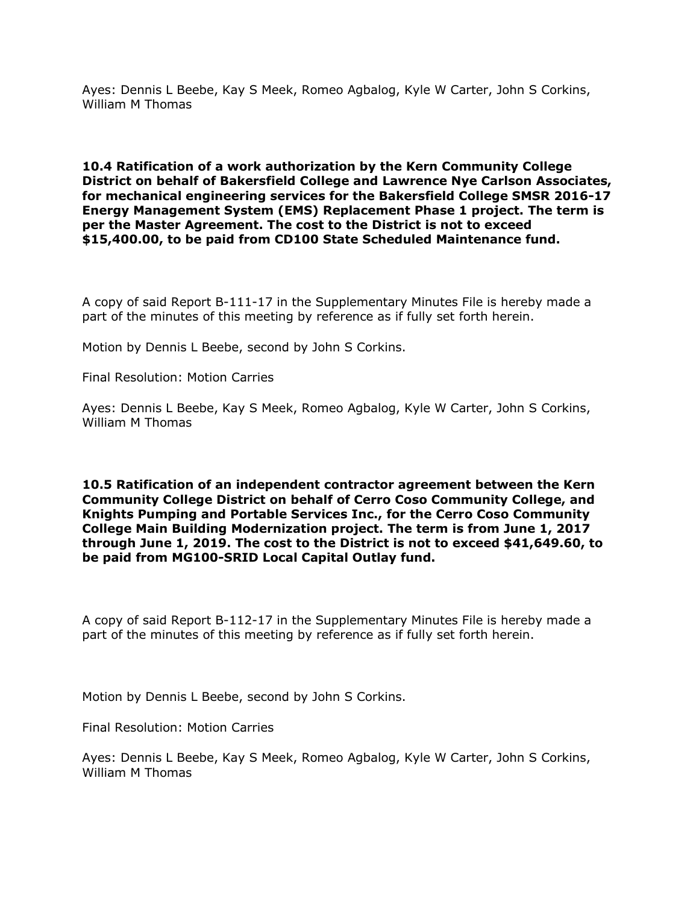Ayes: Dennis L Beebe, Kay S Meek, Romeo Agbalog, Kyle W Carter, John S Corkins, William M Thomas

**10.4 Ratification of a work authorization by the Kern Community College District on behalf of Bakersfield College and Lawrence Nye Carlson Associates, for mechanical engineering services for the Bakersfield College SMSR 2016-17 Energy Management System (EMS) Replacement Phase 1 project. The term is per the Master Agreement. The cost to the District is not to exceed $15,400.00, to be paid from CD100 State Scheduled Maintenance fund.**

A copy of said Report B-111-17 in the Supplementary Minutes File is hereby made a part of the minutes of this meeting by reference as if fully set forth herein.

Motion by Dennis L Beebe, second by John S Corkins.

Final Resolution: Motion Carries

Ayes: Dennis L Beebe, Kay S Meek, Romeo Agbalog, Kyle W Carter, John S Corkins, William M Thomas

**10.5 Ratification of an independent contractor agreement between the Kern Community College District on behalf of Cerro Coso Community College, and Knights Pumping and Portable Services Inc., for the Cerro Coso Community College Main Building Modernization project. The term is from June 1, 2017 through June 1, 2019. The cost to the District is not to exceed $41,649.60, to be paid from MG100-SRID Local Capital Outlay fund.**

A copy of said Report B-112-17 in the Supplementary Minutes File is hereby made a part of the minutes of this meeting by reference as if fully set forth herein.

Motion by Dennis L Beebe, second by John S Corkins.

Final Resolution: Motion Carries

Ayes: Dennis L Beebe, Kay S Meek, Romeo Agbalog, Kyle W Carter, John S Corkins, William M Thomas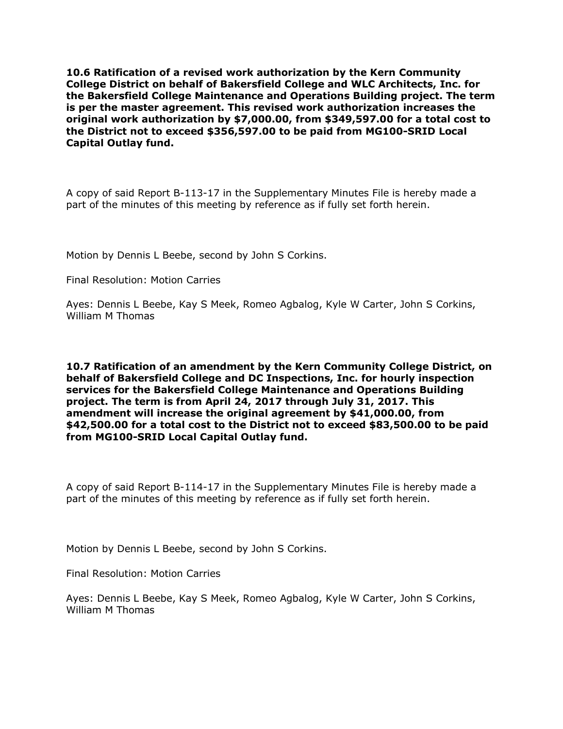**10.6 Ratification of a revised work authorization by the Kern Community College District on behalf of Bakersfield College and WLC Architects, Inc. for the Bakersfield College Maintenance and Operations Building project. The term is per the master agreement. This revised work authorization increases the original work authorization by $7,000.00, from $349,597.00 for a total cost to the District not to exceed $356,597.00 to be paid from MG100-SRID Local Capital Outlay fund.**

A copy of said Report B-113-17 in the Supplementary Minutes File is hereby made a part of the minutes of this meeting by reference as if fully set forth herein.

Motion by Dennis L Beebe, second by John S Corkins.

Final Resolution: Motion Carries

Ayes: Dennis L Beebe, Kay S Meek, Romeo Agbalog, Kyle W Carter, John S Corkins, William M Thomas

**10.7 Ratification of an amendment by the Kern Community College District, on behalf of Bakersfield College and DC Inspections, Inc. for hourly inspection services for the Bakersfield College Maintenance and Operations Building project. The term is from April 24, 2017 through July 31, 2017. This amendment will increase the original agreement by $41,000.00, from $42,500.00 for a total cost to the District not to exceed $83,500.00 to be paid from MG100-SRID Local Capital Outlay fund.**

A copy of said Report B-114-17 in the Supplementary Minutes File is hereby made a part of the minutes of this meeting by reference as if fully set forth herein.

Motion by Dennis L Beebe, second by John S Corkins.

Final Resolution: Motion Carries

Ayes: Dennis L Beebe, Kay S Meek, Romeo Agbalog, Kyle W Carter, John S Corkins, William M Thomas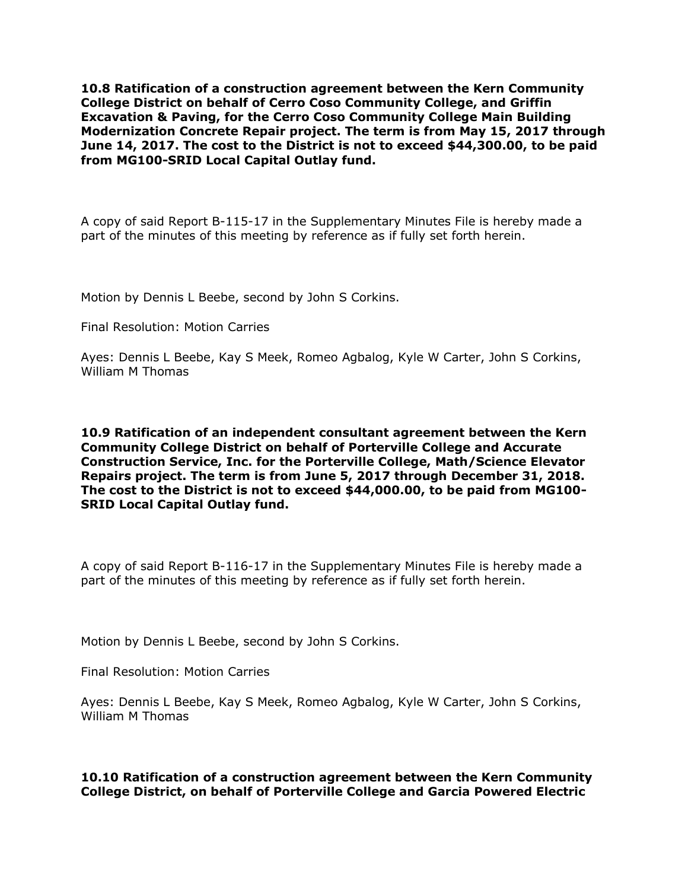**10.8 Ratification of a construction agreement between the Kern Community College District on behalf of Cerro Coso Community College, and Griffin Excavation & Paving, for the Cerro Coso Community College Main Building Modernization Concrete Repair project. The term is from May 15, 2017 through June 14, 2017. The cost to the District is not to exceed $44,300.00, to be paid from MG100-SRID Local Capital Outlay fund.**

A copy of said Report B-115-17 in the Supplementary Minutes File is hereby made a part of the minutes of this meeting by reference as if fully set forth herein.

Motion by Dennis L Beebe, second by John S Corkins.

Final Resolution: Motion Carries

Ayes: Dennis L Beebe, Kay S Meek, Romeo Agbalog, Kyle W Carter, John S Corkins, William M Thomas

**10.9 Ratification of an independent consultant agreement between the Kern Community College District on behalf of Porterville College and Accurate Construction Service, Inc. for the Porterville College, Math/Science Elevator Repairs project. The term is from June 5, 2017 through December 31, 2018. The cost to the District is not to exceed $44,000.00, to be paid from MG100-SRID Local Capital Outlay fund.**

A copy of said Report B-116-17 in the Supplementary Minutes File is hereby made a part of the minutes of this meeting by reference as if fully set forth herein.

Motion by Dennis L Beebe, second by John S Corkins.

Final Resolution: Motion Carries

Ayes: Dennis L Beebe, Kay S Meek, Romeo Agbalog, Kyle W Carter, John S Corkins, William M Thomas

**10.10 Ratification of a construction agreement between the Kern Community College District, on behalf of Porterville College and Garcia Powered Electric**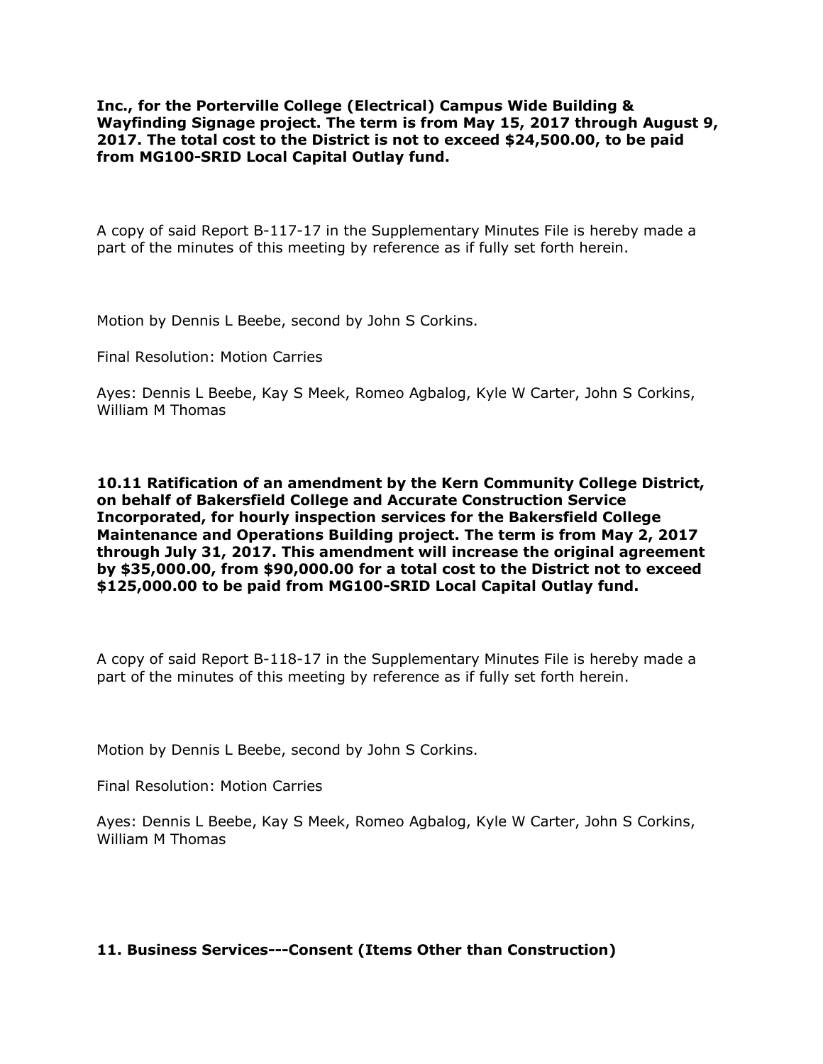**Inc., for the Porterville College (Electrical) Campus Wide Building & Wayfinding Signage project. The term is from May 15, 2017 through August 9, 2017. The total cost to the District is not to exceed $24,500.00, to be paid from MG100-SRID Local Capital Outlay fund.**

A copy of said Report B-117-17 in the Supplementary Minutes File is hereby made a part of the minutes of this meeting by reference as if fully set forth herein.

Motion by Dennis L Beebe, second by John S Corkins.

Final Resolution: Motion Carries

Ayes: Dennis L Beebe, Kay S Meek, Romeo Agbalog, Kyle W Carter, John S Corkins, William M Thomas

**10.11 Ratification of an amendment by the Kern Community College District, on behalf of Bakersfield College and Accurate Construction Service Incorporated, for hourly inspection services for the Bakersfield College Maintenance and Operations Building project. The term is from May 2, 2017 through July 31, 2017. This amendment will increase the original agreement by $35,000.00, from $90,000.00 for a total cost to the District not to exceed $125,000.00 to be paid from MG100-SRID Local Capital Outlay fund.**

A copy of said Report B-118-17 in the Supplementary Minutes File is hereby made a part of the minutes of this meeting by reference as if fully set forth herein.

Motion by Dennis L Beebe, second by John S Corkins.

Final Resolution: Motion Carries

Ayes: Dennis L Beebe, Kay S Meek, Romeo Agbalog, Kyle W Carter, John S Corkins, William M Thomas

## 11. Business Services---Consent (Items Other than Construction)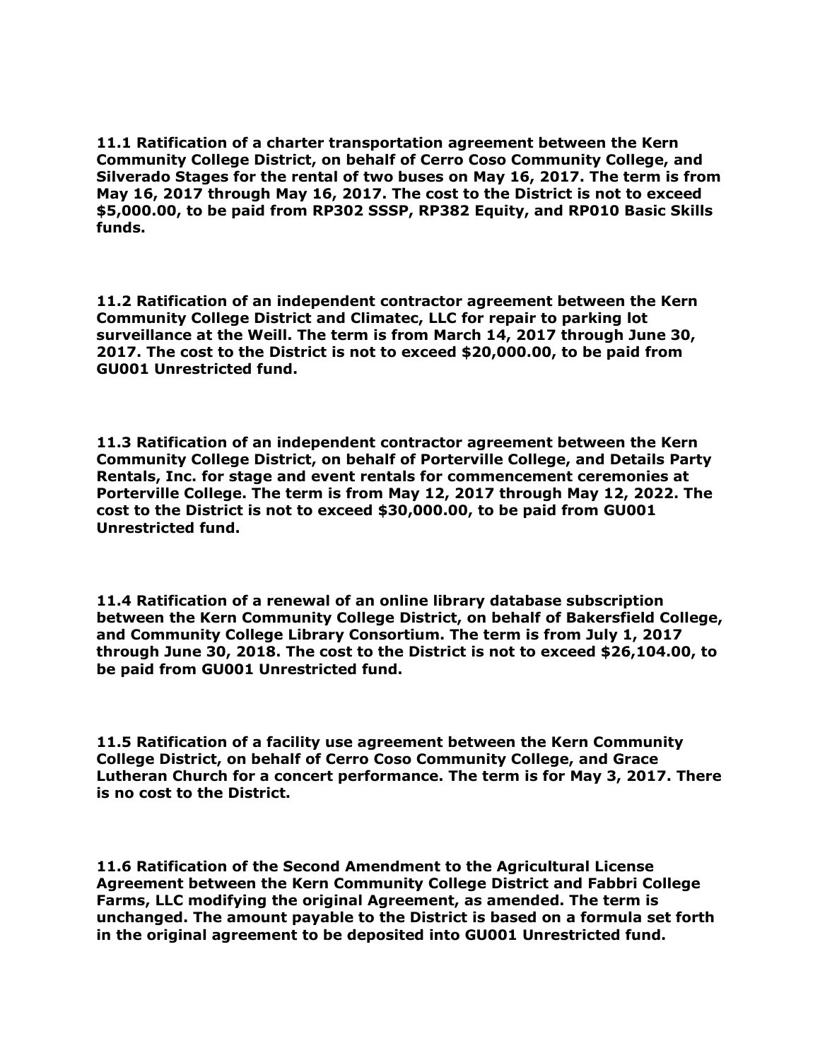**11.1 Ratification of a charter transportation agreement between the Kern Community College District, on behalf of Cerro Coso Community College, and Silverado Stages for the rental of two buses on May 16, 2017. The term is from May 16, 2017 through May 16, 2017. The cost to the District is not to exceed $5,000.00, to be paid from RP302 SSSP, RP382 Equity, and RP010 Basic Skills funds.**

**11.2 Ratification of an independent contractor agreement between the Kern Community College District and Climatec, LLC for repair to parking lot surveillance at the Weill. The term is from March 14, 2017 through June 30, 2017. The cost to the District is not to exceed $20,000.00, to be paid from GU001 Unrestricted fund.**

**11.3 Ratification of an independent contractor agreement between the Kern Community College District, on behalf of Porterville College, and Details Party Rentals, Inc. for stage and event rentals for commencement ceremonies at Porterville College. The term is from May 12, 2017 through May 12, 2022. The cost to the District is not to exceed $30,000.00, to be paid from GU001 Unrestricted fund.**

**11.4 Ratification of a renewal of an online library database subscription between the Kern Community College District, on behalf of Bakersfield College, and Community College Library Consortium. The term is from July 1, 2017 through June 30, 2018. The cost to the District is not to exceed $26,104.00, to be paid from GU001 Unrestricted fund.**

**11.5 Ratification of a facility use agreement between the Kern Community College District, on behalf of Cerro Coso Community College, and Grace Lutheran Church for a concert performance. The term is for May 3, 2017. There is no cost to the District.**

**11.6 Ratification of the Second Amendment to the Agricultural License Agreement between the Kern Community College District and Fabbri College Farms, LLC modifying the original Agreement, as amended. The term is unchanged. The amount payable to the District is based on a formula set forth in the original agreement to be deposited into GU001 Unrestricted fund.**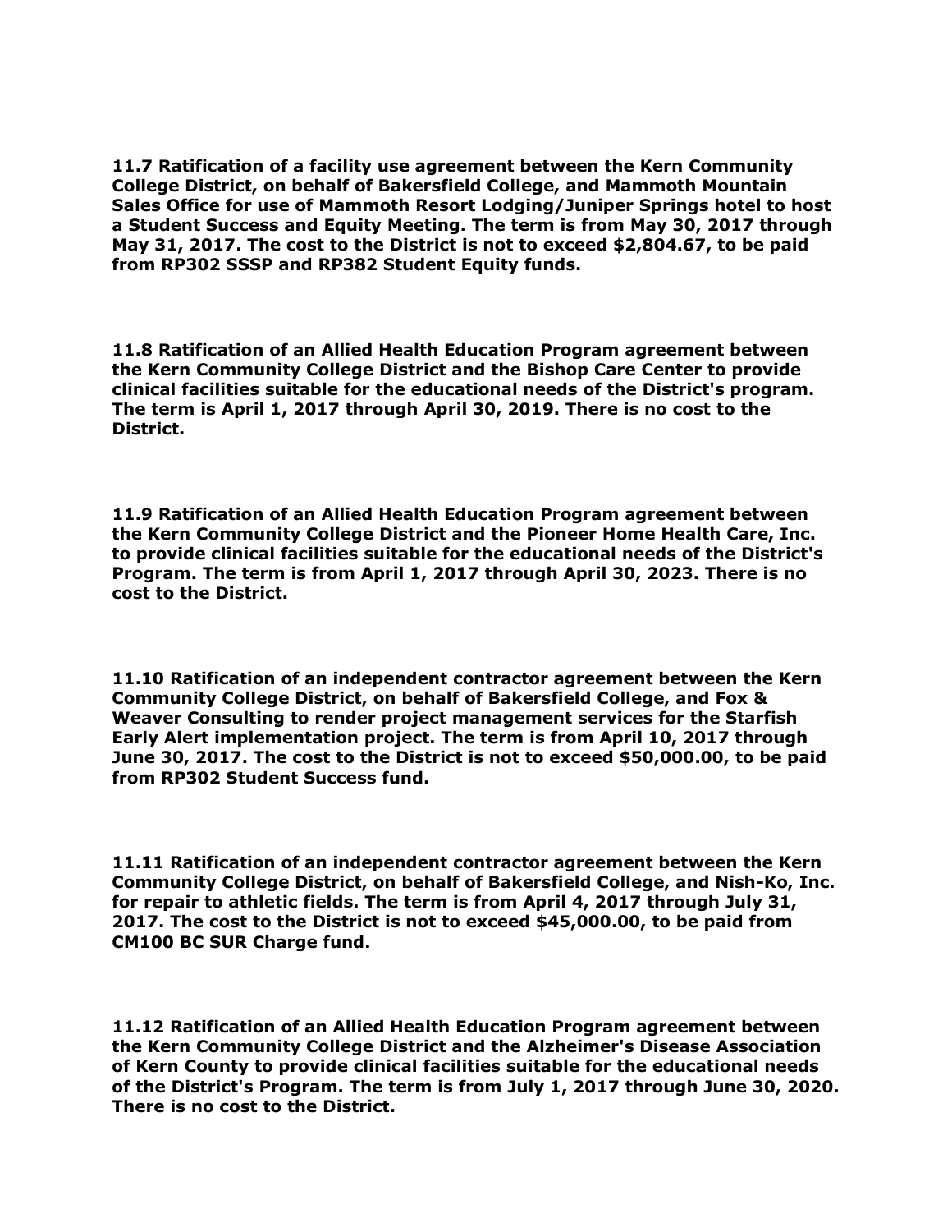**11.7 Ratification of a facility use agreement between the Kern Community College District, on behalf of Bakersfield College, and Mammoth Mountain Sales Office for use of Mammoth Resort Lodging/Juniper Springs hotel to host a Student Success and Equity Meeting. The term is from May 30, 2017 through May 31, 2017. The cost to the District is not to exceed $2,804.67, to be paid from RP302 SSSP and RP382 Student Equity funds.**

**11.8 Ratification of an Allied Health Education Program agreement between the Kern Community College District and the Bishop Care Center to provide clinical facilities suitable for the educational needs of the District's program. The term is April 1, 2017 through April 30, 2019. There is no cost to the District.**

**11.9 Ratification of an Allied Health Education Program agreement between the Kern Community College District and the Pioneer Home Health Care, Inc. to provide clinical facilities suitable for the educational needs of the District's Program. The term is from April 1, 2017 through April 30, 2023. There is no cost to the District.**

**11.10 Ratification of an independent contractor agreement between the Kern Community College District, on behalf of Bakersfield College, and Fox & Weaver Consulting to render project management services for the Starfish Early Alert implementation project. The term is from April 10, 2017 through June 30, 2017. The cost to the District is not to exceed $50,000.00, to be paid from RP302 Student Success fund.**

**11.11 Ratification of an independent contractor agreement between the Kern Community College District, on behalf of Bakersfield College, and Nish-Ko, Inc. for repair to athletic fields. The term is from April 4, 2017 through July 31, 2017. The cost to the District is not to exceed $45,000.00, to be paid from CM100 BC SUR Charge fund.**

**11.12 Ratification of an Allied Health Education Program agreement between the Kern Community College District and the Alzheimer's Disease Association of Kern County to provide clinical facilities suitable for the educational needs of the District's Program. The term is from July 1, 2017 through June 30, 2020. There is no cost to the District.**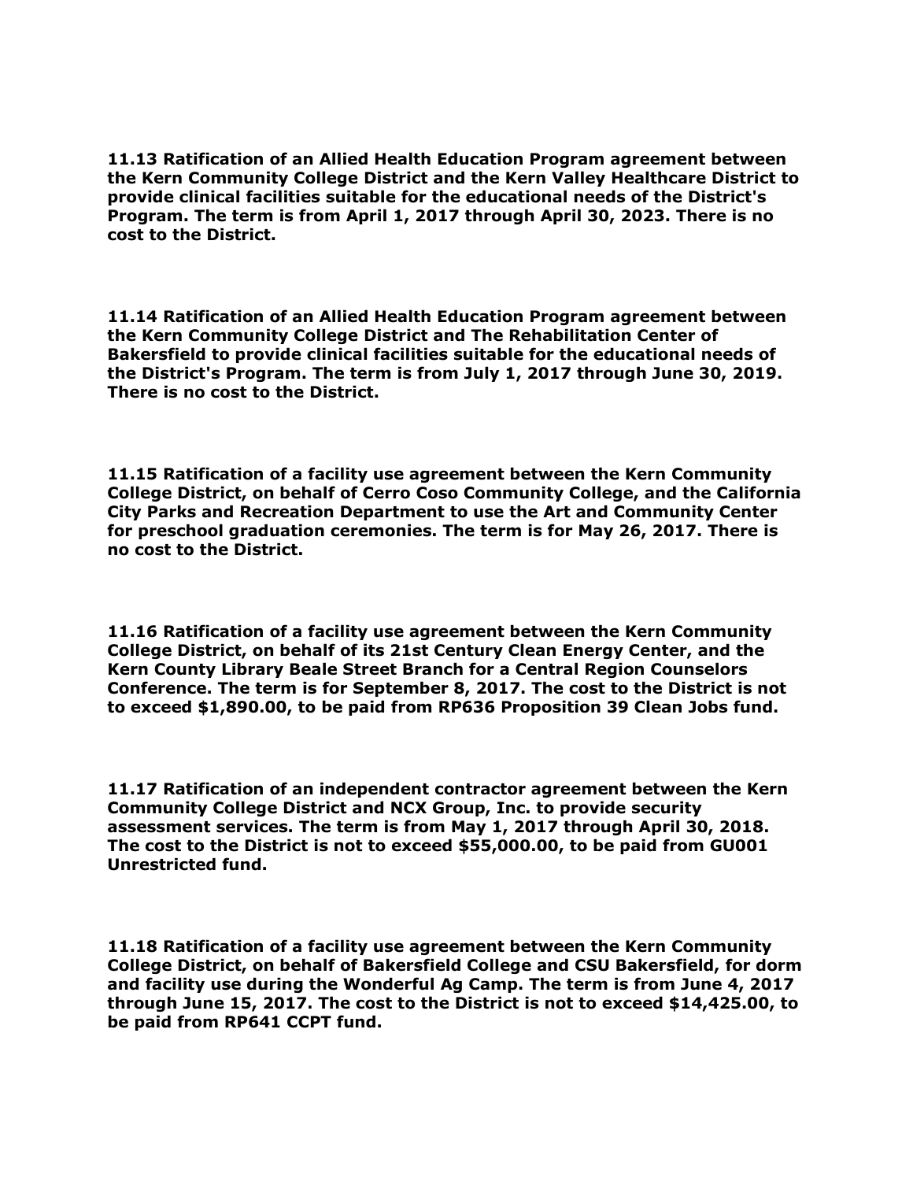**11.13 Ratification of an Allied Health Education Program agreement between the Kern Community College District and the Kern Valley Healthcare District to provide clinical facilities suitable for the educational needs of the District's Program. The term is from April 1, 2017 through April 30, 2023. There is no cost to the District.**

**11.14 Ratification of an Allied Health Education Program agreement between the Kern Community College District and The Rehabilitation Center of Bakersfield to provide clinical facilities suitable for the educational needs of the District's Program. The term is from July 1, 2017 through June 30, 2019. There is no cost to the District.**

**11.15 Ratification of a facility use agreement between the Kern Community College District, on behalf of Cerro Coso Community College, and the California City Parks and Recreation Department to use the Art and Community Center for preschool graduation ceremonies. The term is for May 26, 2017. There is no cost to the District.**

**11.16 Ratification of a facility use agreement between the Kern Community College District, on behalf of its 21st Century Clean Energy Center, and the Kern County Library Beale Street Branch for a Central Region Counselors Conference. The term is for September 8, 2017. The cost to the District is not to exceed $1,890.00, to be paid from RP636 Proposition 39 Clean Jobs fund.**

**11.17 Ratification of an independent contractor agreement between the Kern Community College District and NCX Group, Inc. to provide security assessment services. The term is from May 1, 2017 through April 30, 2018. The cost to the District is not to exceed $55,000.00, to be paid from GU001 Unrestricted fund.**

**11.18 Ratification of a facility use agreement between the Kern Community College District, on behalf of Bakersfield College and CSU Bakersfield, for dorm and facility use during the Wonderful Ag Camp. The term is from June 4, 2017 through June 15, 2017. The cost to the District is not to exceed $14,425.00, to be paid from RP641 CCPT fund.**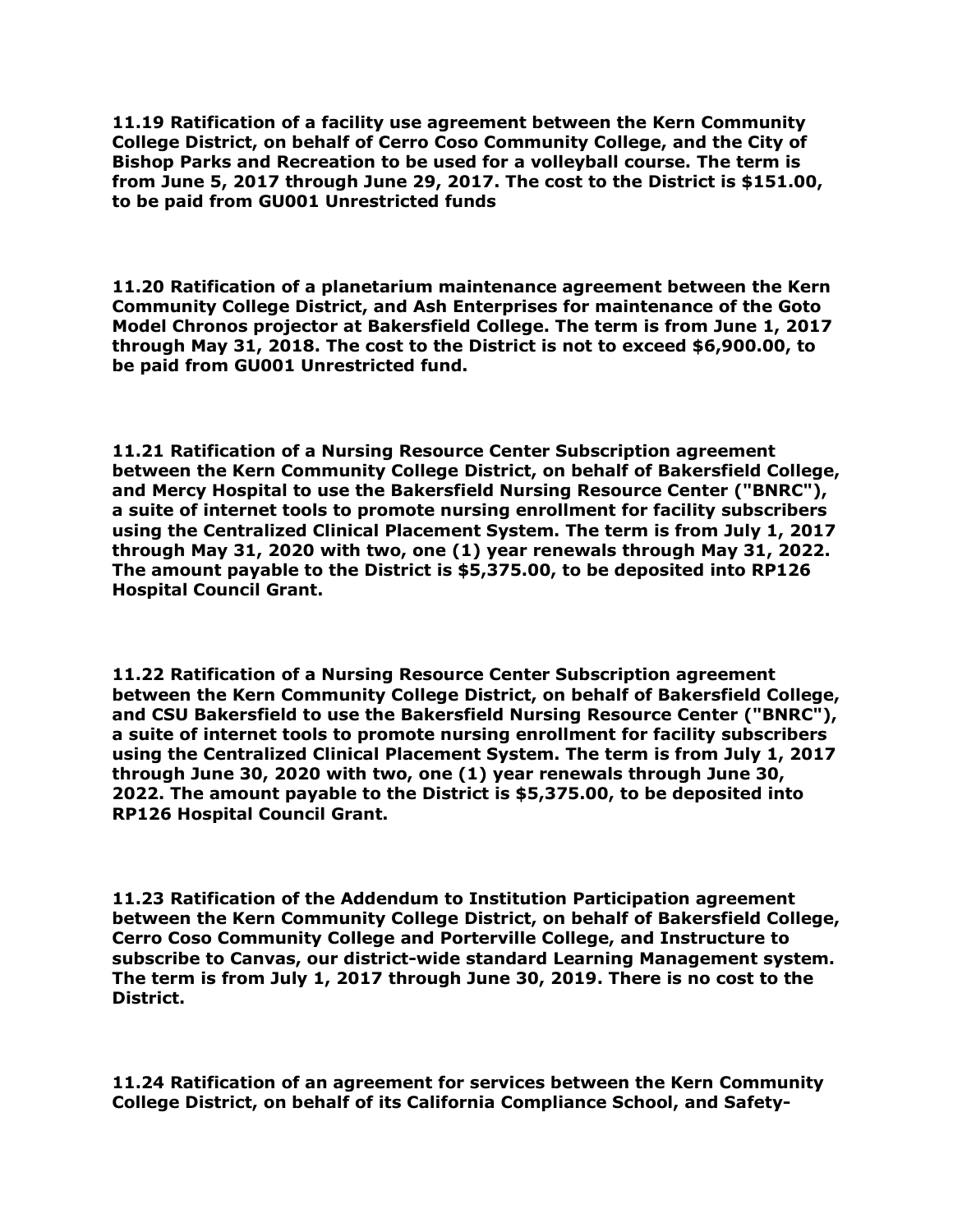**11.19 Ratification of a facility use agreement between the Kern Community College District, on behalf of Cerro Coso Community College, and the City of Bishop Parks and Recreation to be used for a volleyball course. The term is from June 5, 2017 through June 29, 2017. The cost to the District is $151.00, to be paid from GU001 Unrestricted funds**

**11.20 Ratification of a planetarium maintenance agreement between the Kern Community College District, and Ash Enterprises for maintenance of the Goto Model Chronos projector at Bakersfield College. The term is from June 1, 2017 through May 31, 2018. The cost to the District is not to exceed $6,900.00, to be paid from GU001 Unrestricted fund.**

**11.21 Ratification of a Nursing Resource Center Subscription agreement between the Kern Community College District, on behalf of Bakersfield College, and Mercy Hospital to use the Bakersfield Nursing Resource Center ("BNRC"), a suite of internet tools to promote nursing enrollment for facility subscribers using the Centralized Clinical Placement System. The term is from July 1, 2017 through May 31, 2020 with two, one (1) year renewals through May 31, 2022. The amount payable to the District is $5,375.00, to be deposited into RP126 Hospital Council Grant.**

**11.22 Ratification of a Nursing Resource Center Subscription agreement between the Kern Community College District, on behalf of Bakersfield College, and CSU Bakersfield to use the Bakersfield Nursing Resource Center ("BNRC"), a suite of internet tools to promote nursing enrollment for facility subscribers using the Centralized Clinical Placement System. The term is from July 1, 2017 through June 30, 2020 with two, one (1) year renewals through June 30, 2022. The amount payable to the District is $5,375.00, to be deposited into RP126 Hospital Council Grant.**

**11.23 Ratification of the Addendum to Institution Participation agreement between the Kern Community College District, on behalf of Bakersfield College, Cerro Coso Community College and Porterville College, and Instructure to subscribe to Canvas, our district-wide standard Learning Management system. The term is from July 1, 2017 through June 30, 2019. There is no cost to the District.**

**11.24 Ratification of an agreement for services between the Kern Community College District, on behalf of its California Compliance School, and Safety-**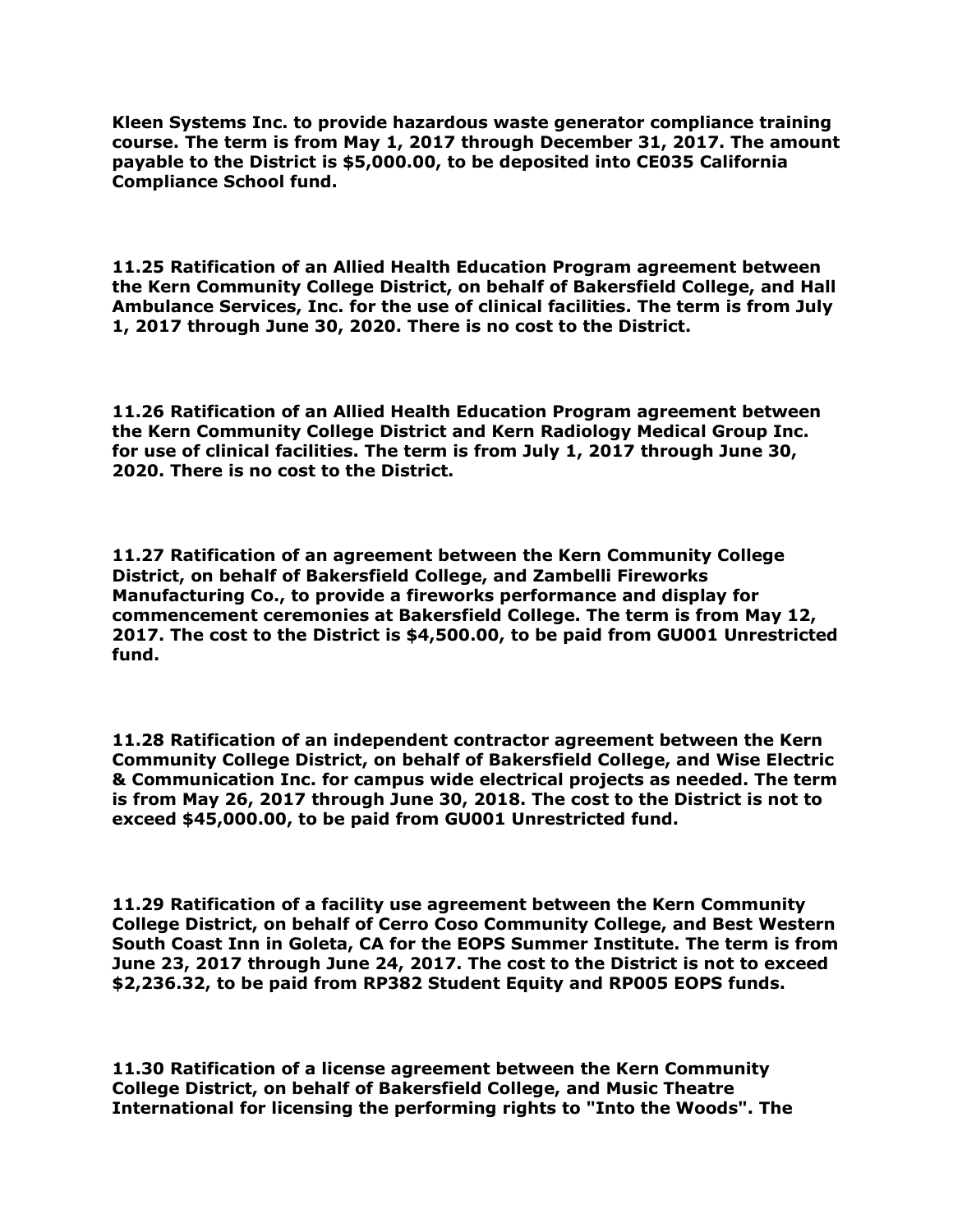**Kleen Systems Inc. to provide hazardous waste generator compliance training course. The term is from May 1, 2017 through December 31, 2017. The amount payable to the District is $5,000.00, to be deposited into CE035 California Compliance School fund.**

**11.25 Ratification of an Allied Health Education Program agreement between the Kern Community College District, on behalf of Bakersfield College, and Hall Ambulance Services, Inc. for the use of clinical facilities. The term is from July 1, 2017 through June 30, 2020. There is no cost to the District.**

**11.26 Ratification of an Allied Health Education Program agreement between the Kern Community College District and Kern Radiology Medical Group Inc. for use of clinical facilities. The term is from July 1, 2017 through June 30, 2020. There is no cost to the District.**

**11.27 Ratification of an agreement between the Kern Community College District, on behalf of Bakersfield College, and Zambelli Fireworks Manufacturing Co., to provide a fireworks performance and display for commencement ceremonies at Bakersfield College. The term is from May 12, 2017. The cost to the District is $4,500.00, to be paid from GU001 Unrestricted fund.**

**11.28 Ratification of an independent contractor agreement between the Kern Community College District, on behalf of Bakersfield College, and Wise Electric & Communication Inc. for campus wide electrical projects as needed. The term is from May 26, 2017 through June 30, 2018. The cost to the District is not to exceed $45,000.00, to be paid from GU001 Unrestricted fund.**

**11.29 Ratification of a facility use agreement between the Kern Community College District, on behalf of Cerro Coso Community College, and Best Western South Coast Inn in Goleta, CA for the EOPS Summer Institute. The term is from June 23, 2017 through June 24, 2017. The cost to the District is not to exceed $2,236.32, to be paid from RP382 Student Equity and RP005 EOPS funds.**

**11.30 Ratification of a license agreement between the Kern Community College District, on behalf of Bakersfield College, and Music Theatre International for licensing the performing rights to "Into the Woods". The**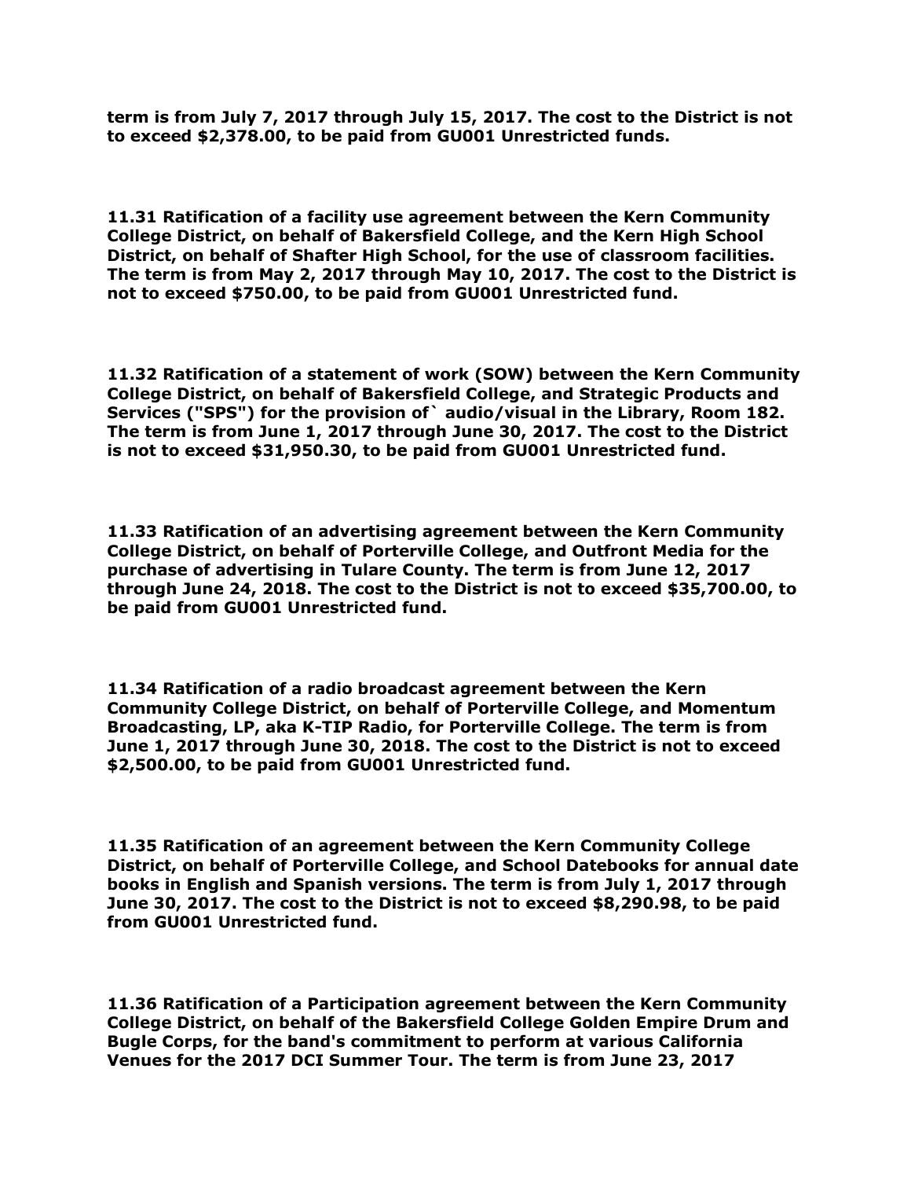**term is from July 7, 2017 through July 15, 2017. The cost to the District is not to exceed $2,378.00, to be paid from GU001 Unrestricted funds.**

**11.31 Ratification of a facility use agreement between the Kern Community College District, on behalf of Bakersfield College, and the Kern High School District, on behalf of Shafter High School, for the use of classroom facilities. The term is from May 2, 2017 through May 10, 2017. The cost to the District is not to exceed $750.00, to be paid from GU001 Unrestricted fund.**

**11.32 Ratification of a statement of work (SOW) between the Kern Community College District, on behalf of Bakersfield College, and Strategic Products and Services ("SPS") for the provision of` audio/visual in the Library, Room 182. The term is from June 1, 2017 through June 30, 2017. The cost to the District is not to exceed $31,950.30, to be paid from GU001 Unrestricted fund.**

**11.33 Ratification of an advertising agreement between the Kern Community College District, on behalf of Porterville College, and Outfront Media for the purchase of advertising in Tulare County. The term is from June 12, 2017 through June 24, 2018. The cost to the District is not to exceed $35,700.00, to be paid from GU001 Unrestricted fund.**

**11.34 Ratification of a radio broadcast agreement between the Kern Community College District, on behalf of Porterville College, and Momentum Broadcasting, LP, aka K-TIP Radio, for Porterville College. The term is from June 1, 2017 through June 30, 2018. The cost to the District is not to exceed $2,500.00, to be paid from GU001 Unrestricted fund.**

**11.35 Ratification of an agreement between the Kern Community College District, on behalf of Porterville College, and School Datebooks for annual date books in English and Spanish versions. The term is from July 1, 2017 through June 30, 2017. The cost to the District is not to exceed $8,290.98, to be paid from GU001 Unrestricted fund.**

**11.36 Ratification of a Participation agreement between the Kern Community College District, on behalf of the Bakersfield College Golden Empire Drum and Bugle Corps, for the band's commitment to perform at various California Venues for the 2017 DCI Summer Tour. The term is from June 23, 2017**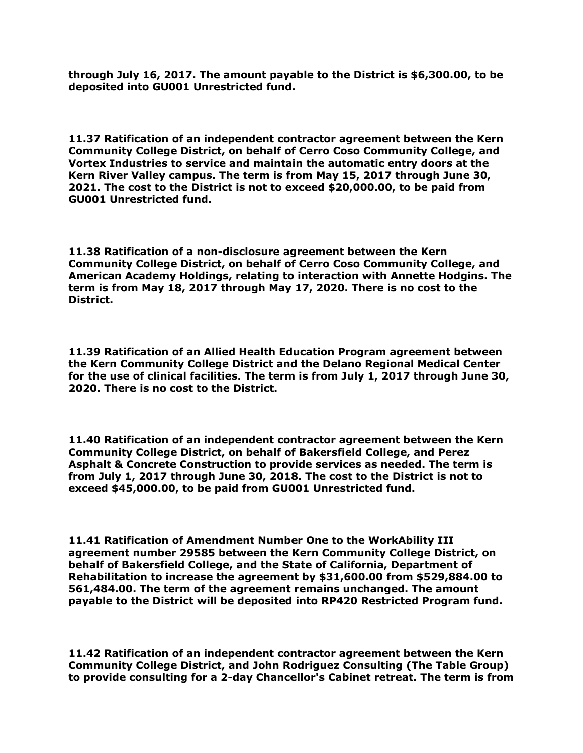**through July 16, 2017. The amount payable to the District is $6,300.00, to be deposited into GU001 Unrestricted fund.**

**11.37 Ratification of an independent contractor agreement between the Kern Community College District, on behalf of Cerro Coso Community College, and Vortex Industries to service and maintain the automatic entry doors at the Kern River Valley campus. The term is from May 15, 2017 through June 30, 2021. The cost to the District is not to exceed $20,000.00, to be paid from GU001 Unrestricted fund.**

**11.38 Ratification of a non-disclosure agreement between the Kern Community College District, on behalf of Cerro Coso Community College, and American Academy Holdings, relating to interaction with Annette Hodgins. The term is from May 18, 2017 through May 17, 2020. There is no cost to the District.**

**11.39 Ratification of an Allied Health Education Program agreement between the Kern Community College District and the Delano Regional Medical Center for the use of clinical facilities. The term is from July 1, 2017 through June 30, 2020. There is no cost to the District.**

**11.40 Ratification of an independent contractor agreement between the Kern Community College District, on behalf of Bakersfield College, and Perez Asphalt & Concrete Construction to provide services as needed. The term is from July 1, 2017 through June 30, 2018. The cost to the District is not to exceed $45,000.00, to be paid from GU001 Unrestricted fund.**

**11.41 Ratification of Amendment Number One to the WorkAbility III agreement number 29585 between the Kern Community College District, on behalf of Bakersfield College, and the State of California, Department of Rehabilitation to increase the agreement by $31,600.00 from $529,884.00 to 561,484.00. The term of the agreement remains unchanged. The amount payable to the District will be deposited into RP420 Restricted Program fund.**

**11.42 Ratification of an independent contractor agreement between the Kern Community College District, and John Rodriguez Consulting (The Table Group) to provide consulting for a 2-day Chancellor's Cabinet retreat. The term is from**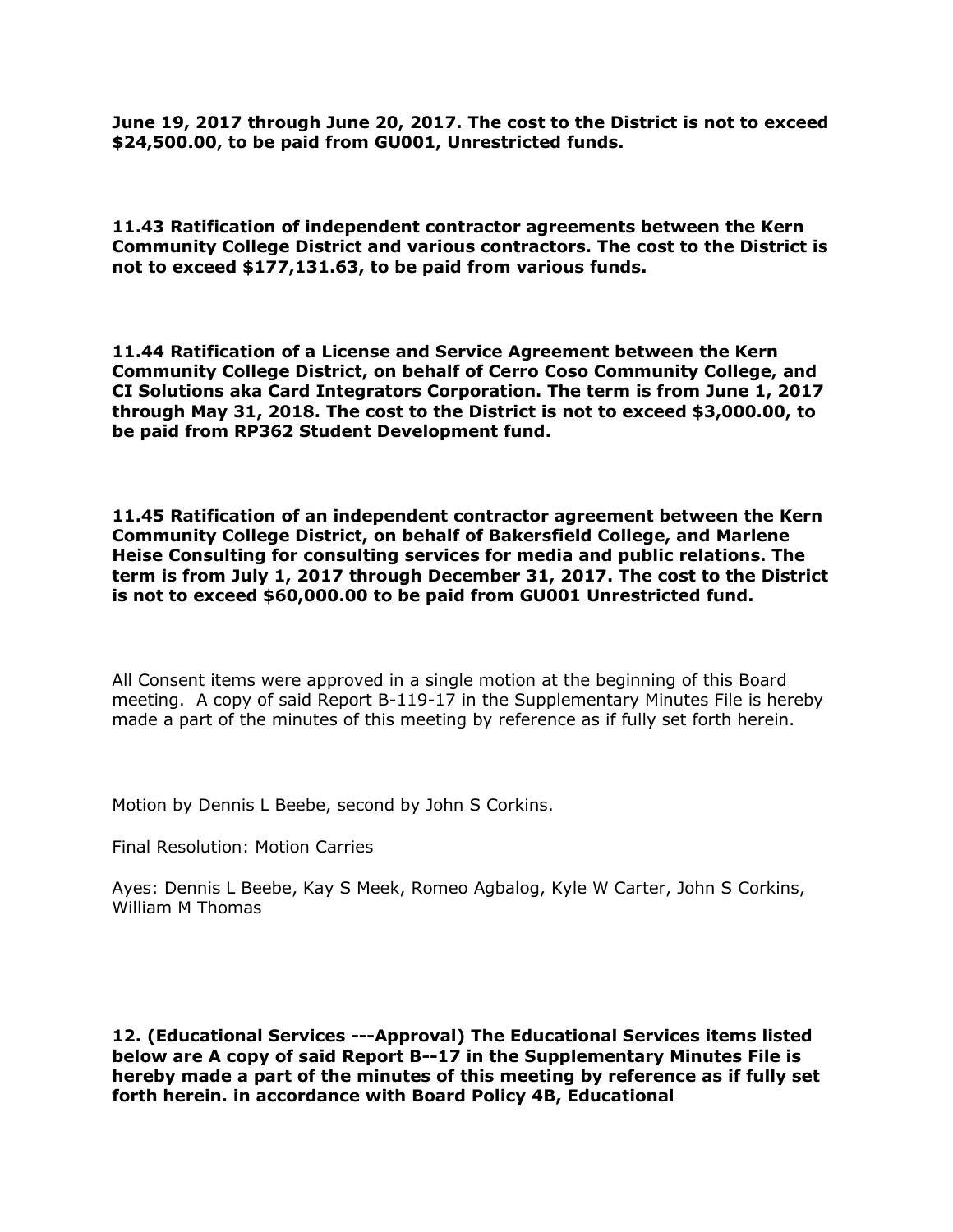**June 19, 2017 through June 20, 2017. The cost to the District is not to exceed $24,500.00, to be paid from GU001, Unrestricted funds.**

**11.43 Ratification of independent contractor agreements between the Kern Community College District and various contractors. The cost to the District is not to exceed $177,131.63, to be paid from various funds.**

**11.44 Ratification of a License and Service Agreement between the Kern Community College District, on behalf of Cerro Coso Community College, and CI Solutions aka Card Integrators Corporation. The term is from June 1, 2017 through May 31, 2018. The cost to the District is not to exceed $3,000.00, to be paid from RP362 Student Development fund.**

**11.45 Ratification of an independent contractor agreement between the Kern Community College District, on behalf of Bakersfield College, and Marlene Heise Consulting for consulting services for media and public relations. The term is from July 1, 2017 through December 31, 2017. The cost to the District is not to exceed $60,000.00 to be paid from GU001 Unrestricted fund.**

All Consent items were approved in a single motion at the beginning of this Board meeting. A copy of said Report B-119-17 in the Supplementary Minutes File is hereby made a part of the minutes of this meeting by reference as if fully set forth herein.

Motion by Dennis L Beebe, second by John S Corkins.

Final Resolution: Motion Carries

Ayes: Dennis L Beebe, Kay S Meek, Romeo Agbalog, Kyle W Carter, John S Corkins, William M Thomas

**12. (Educational Services ---Approval) The Educational Services items listed below are A copy of said Report B--17 in the Supplementary Minutes File is hereby made a part of the minutes of this meeting by reference as if fully set forth herein. in accordance with Board Policy 4B, Educational**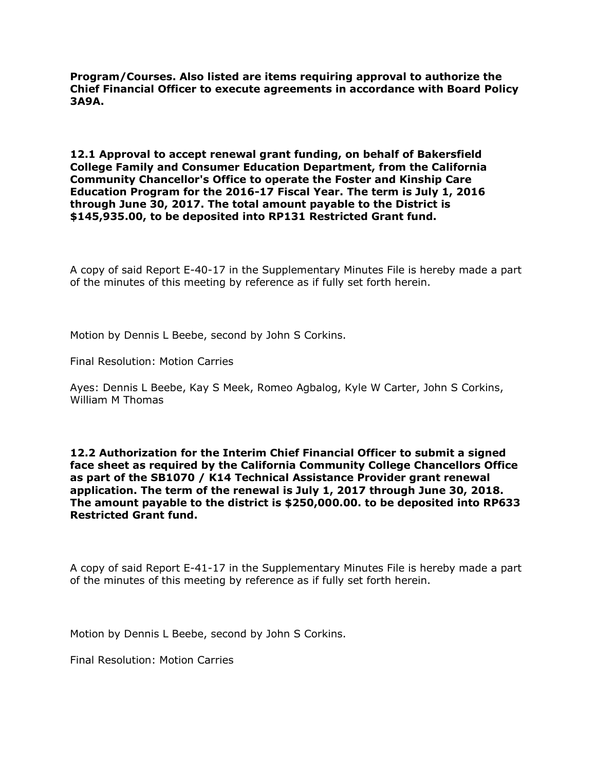**Program/Courses. Also listed are items requiring approval to authorize the Chief Financial Officer to execute agreements in accordance with Board Policy 3A9A.**

**12.1 Approval to accept renewal grant funding, on behalf of Bakersfield College Family and Consumer Education Department, from the California Community Chancellor's Office to operate the Foster and Kinship Care Education Program for the 2016-17 Fiscal Year. The term is July 1, 2016 through June 30, 2017. The total amount payable to the District is $145,935.00, to be deposited into RP131 Restricted Grant fund.**

A copy of said Report E-40-17 in the Supplementary Minutes File is hereby made a part of the minutes of this meeting by reference as if fully set forth herein.

Motion by Dennis L Beebe, second by John S Corkins.

Final Resolution: Motion Carries

Ayes: Dennis L Beebe, Kay S Meek, Romeo Agbalog, Kyle W Carter, John S Corkins, William M Thomas

**12.2 Authorization for the Interim Chief Financial Officer to submit a signed face sheet as required by the California Community College Chancellors Office as part of the SB1070 / K14 Technical Assistance Provider grant renewal application. The term of the renewal is July 1, 2017 through June 30, 2018. The amount payable to the district is $250,000.00. to be deposited into RP633 Restricted Grant fund.**

A copy of said Report E-41-17 in the Supplementary Minutes File is hereby made a part of the minutes of this meeting by reference as if fully set forth herein.

Motion by Dennis L Beebe, second by John S Corkins.

Final Resolution: Motion Carries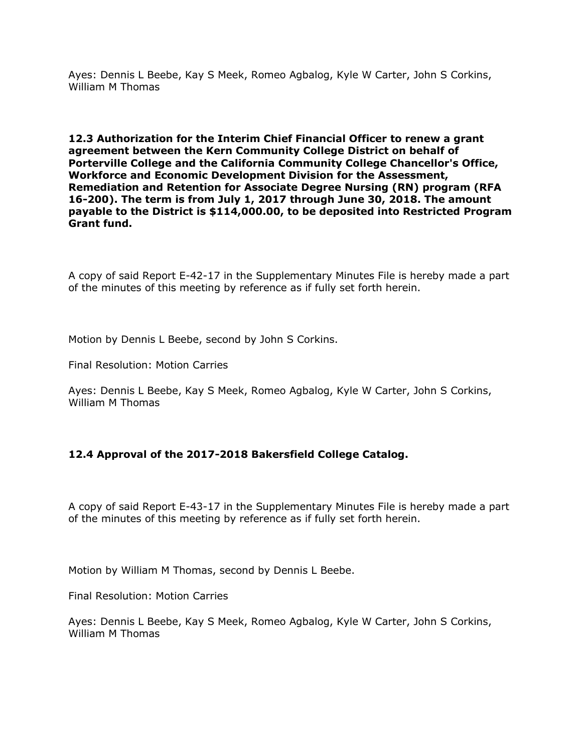Ayes: Dennis L Beebe, Kay S Meek, Romeo Agbalog, Kyle W Carter, John S Corkins, William M Thomas

**12.3 Authorization for the Interim Chief Financial Officer to renew a grant agreement between the Kern Community College District on behalf of Porterville College and the California Community College Chancellor's Office, Workforce and Economic Development Division for the Assessment, Remediation and Retention for Associate Degree Nursing (RN) program (RFA 16-200). The term is from July 1, 2017 through June 30, 2018. The amount payable to the District is $114,000.00, to be deposited into Restricted Program Grant fund.**

A copy of said Report E-42-17 in the Supplementary Minutes File is hereby made a part of the minutes of this meeting by reference as if fully set forth herein.

Motion by Dennis L Beebe, second by John S Corkins.

Final Resolution: Motion Carries

Ayes: Dennis L Beebe, Kay S Meek, Romeo Agbalog, Kyle W Carter, John S Corkins, William M Thomas

**12.4 Approval of the 2017-2018 Bakersfield College Catalog.**

A copy of said Report E-43-17 in the Supplementary Minutes File is hereby made a part of the minutes of this meeting by reference as if fully set forth herein.

Motion by William M Thomas, second by Dennis L Beebe.

Final Resolution: Motion Carries

Ayes: Dennis L Beebe, Kay S Meek, Romeo Agbalog, Kyle W Carter, John S Corkins, William M Thomas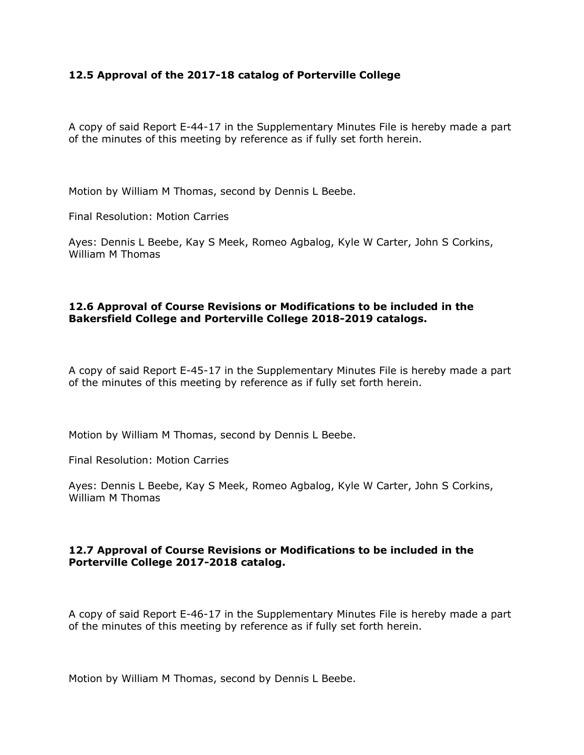**12.5 Approval of the 2017-18 catalog of Porterville College**

A copy of said Report E-44-17 in the Supplementary Minutes File is hereby made a part of the minutes of this meeting by reference as if fully set forth herein.

Motion by William M Thomas, second by Dennis L Beebe.

Final Resolution: Motion Carries

Ayes: Dennis L Beebe, Kay S Meek, Romeo Agbalog, Kyle W Carter, John S Corkins, William M Thomas

**12.6 Approval of Course Revisions or Modifications to be included in the Bakersfield College and Porterville College 2018-2019 catalogs.**

A copy of said Report E-45-17 in the Supplementary Minutes File is hereby made a part of the minutes of this meeting by reference as if fully set forth herein.

Motion by William M Thomas, second by Dennis L Beebe.

Final Resolution: Motion Carries

Ayes: Dennis L Beebe, Kay S Meek, Romeo Agbalog, Kyle W Carter, John S Corkins, William M Thomas

**12.7 Approval of Course Revisions or Modifications to be included in the Porterville College 2017-2018 catalog.**

A copy of said Report E-46-17 in the Supplementary Minutes File is hereby made a part of the minutes of this meeting by reference as if fully set forth herein.

Motion by William M Thomas, second by Dennis L Beebe.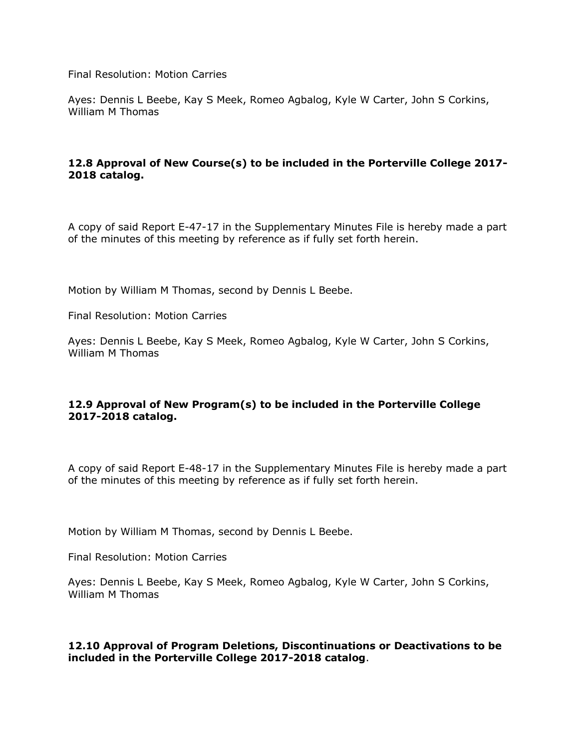Final Resolution: Motion Carries

Ayes: Dennis L Beebe, Kay S Meek, Romeo Agbalog, Kyle W Carter, John S Corkins, William M Thomas

### 12.8 Approval of New Course(s) to be included in the Porterville College 2017-2018 catalog.

A copy of said Report E-47-17 in the Supplementary Minutes File is hereby made a part of the minutes of this meeting by reference as if fully set forth herein.

Motion by William M Thomas, second by Dennis L Beebe.

Final Resolution: Motion Carries

Ayes: Dennis L Beebe, Kay S Meek, Romeo Agbalog, Kyle W Carter, John S Corkins, William M Thomas

### 12.9 Approval of New Program(s) to be included in the Porterville College 2017-2018 catalog.

A copy of said Report E-48-17 in the Supplementary Minutes File is hereby made a part of the minutes of this meeting by reference as if fully set forth herein.

Motion by William M Thomas, second by Dennis L Beebe.

Final Resolution: Motion Carries

Ayes: Dennis L Beebe, Kay S Meek, Romeo Agbalog, Kyle W Carter, John S Corkins, William M Thomas

### 12.10 Approval of Program Deletions, Discontinuations or Deactivations to be included in the Porterville College 2017-2018 catalog.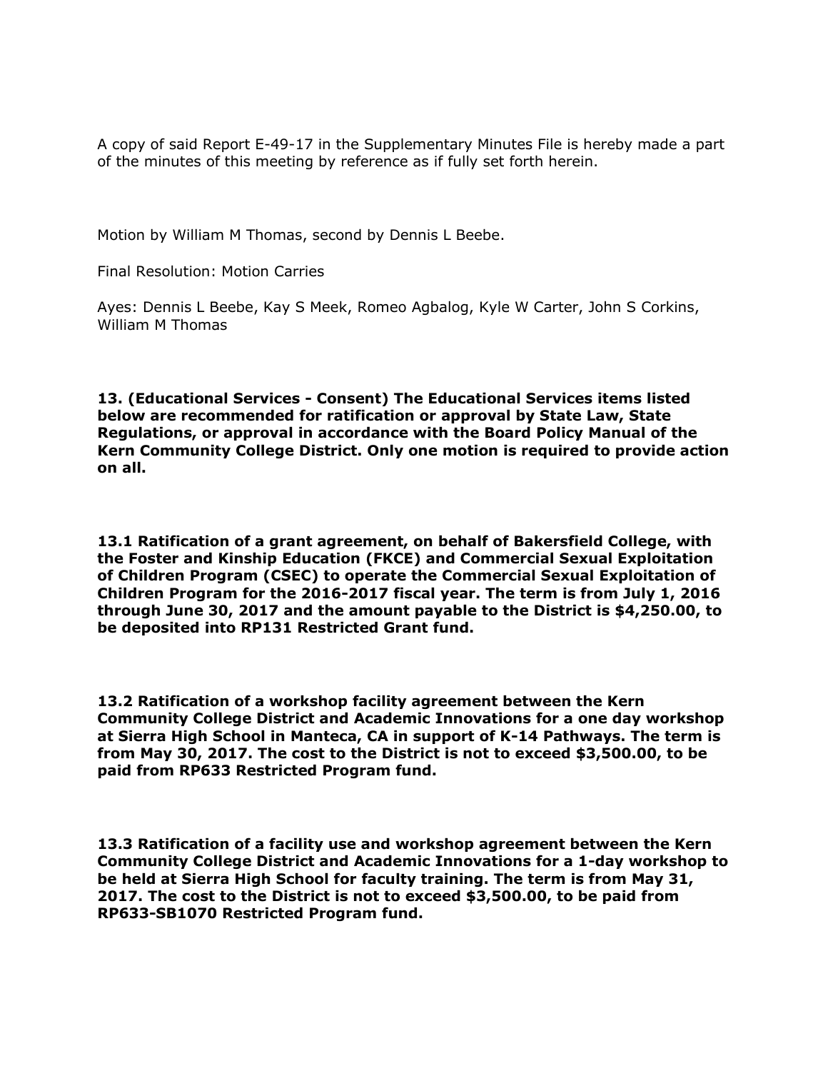A copy of said Report E-49-17 in the Supplementary Minutes File is hereby made a part of the minutes of this meeting by reference as if fully set forth herein.

Motion by William M Thomas, second by Dennis L Beebe.

Final Resolution: Motion Carries

Ayes: Dennis L Beebe, Kay S Meek, Romeo Agbalog, Kyle W Carter, John S Corkins, William M Thomas

**13. (Educational Services - Consent) The Educational Services items listed below are recommended for ratification or approval by State Law, State Regulations, or approval in accordance with the Board Policy Manual of the Kern Community College District. Only one motion is required to provide action on all.**

**13.1 Ratification of a grant agreement, on behalf of Bakersfield College, with the Foster and Kinship Education (FKCE) and Commercial Sexual Exploitation of Children Program (CSEC) to operate the Commercial Sexual Exploitation of Children Program for the 2016-2017 fiscal year. The term is from July 1, 2016 through June 30, 2017 and the amount payable to the District is $4,250.00, to be deposited into RP131 Restricted Grant fund.**

**13.2 Ratification of a workshop facility agreement between the Kern Community College District and Academic Innovations for a one day workshop at Sierra High School in Manteca, CA in support of K-14 Pathways. The term is from May 30, 2017. The cost to the District is not to exceed $3,500.00, to be paid from RP633 Restricted Program fund.**

**13.3 Ratification of a facility use and workshop agreement between the Kern Community College District and Academic Innovations for a 1-day workshop to be held at Sierra High School for faculty training. The term is from May 31, 2017. The cost to the District is not to exceed $3,500.00, to be paid from RP633-SB1070 Restricted Program fund.**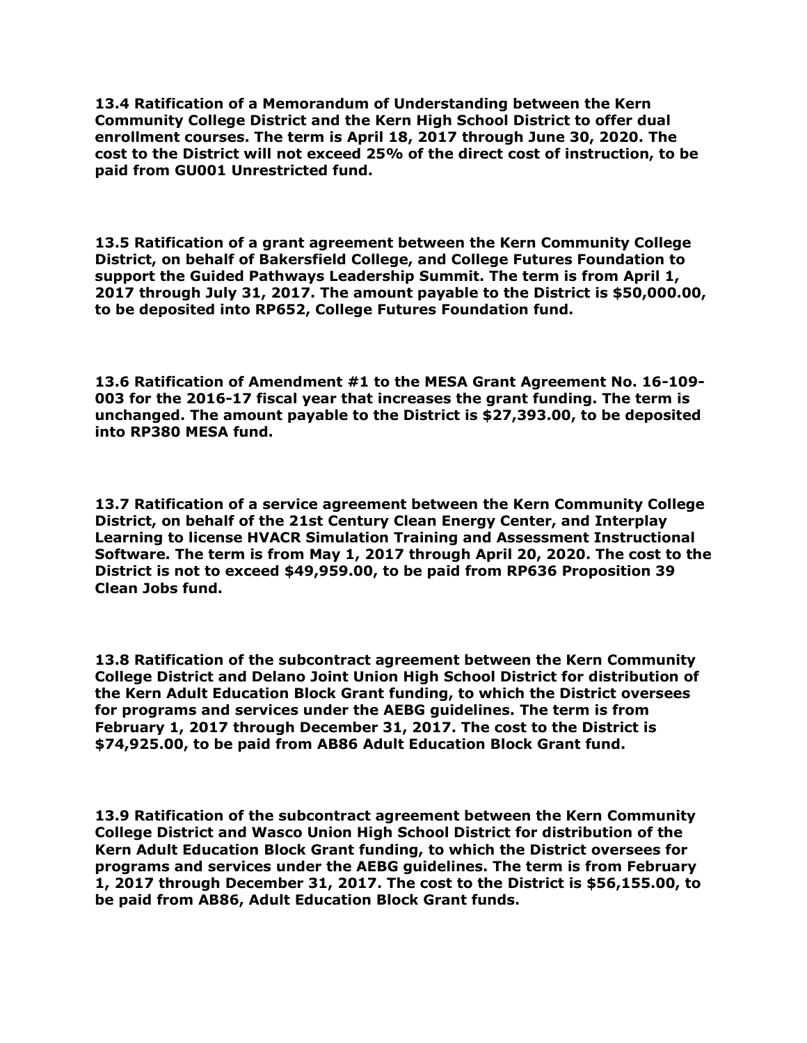**13.4 Ratification of a Memorandum of Understanding between the Kern Community College District and the Kern High School District to offer dual enrollment courses. The term is April 18, 2017 through June 30, 2020. The cost to the District will not exceed 25% of the direct cost of instruction, to be paid from GU001 Unrestricted fund.**

**13.5 Ratification of a grant agreement between the Kern Community College District, on behalf of Bakersfield College, and College Futures Foundation to support the Guided Pathways Leadership Summit. The term is from April 1, 2017 through July 31, 2017. The amount payable to the District is $50,000.00, to be deposited into RP652, College Futures Foundation fund.**

**13.6 Ratification of Amendment #1 to the MESA Grant Agreement No. 16-109-003 for the 2016-17 fiscal year that increases the grant funding. The term is unchanged. The amount payable to the District is $27,393.00, to be deposited into RP380 MESA fund.**

**13.7 Ratification of a service agreement between the Kern Community College District, on behalf of the 21st Century Clean Energy Center, and Interplay Learning to license HVACR Simulation Training and Assessment Instructional Software. The term is from May 1, 2017 through April 20, 2020. The cost to the District is not to exceed $49,959.00, to be paid from RP636 Proposition 39 Clean Jobs fund.**

**13.8 Ratification of the subcontract agreement between the Kern Community College District and Delano Joint Union High School District for distribution of the Kern Adult Education Block Grant funding, to which the District oversees for programs and services under the AEBG guidelines. The term is from February 1, 2017 through December 31, 2017. The cost to the District is $74,925.00, to be paid from AB86 Adult Education Block Grant fund.**

**13.9 Ratification of the subcontract agreement between the Kern Community College District and Wasco Union High School District for distribution of the Kern Adult Education Block Grant funding, to which the District oversees for programs and services under the AEBG guidelines. The term is from February 1, 2017 through December 31, 2017. The cost to the District is $56,155.00, to be paid from AB86, Adult Education Block Grant funds.**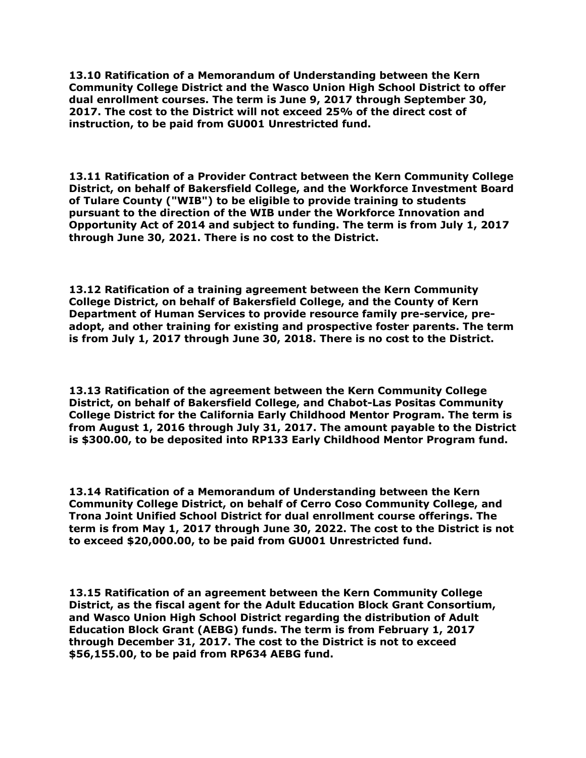**13.10 Ratification of a Memorandum of Understanding between the Kern Community College District and the Wasco Union High School District to offer dual enrollment courses. The term is June 9, 2017 through September 30, 2017. The cost to the District will not exceed 25% of the direct cost of instruction, to be paid from GU001 Unrestricted fund.**

**13.11 Ratification of a Provider Contract between the Kern Community College District, on behalf of Bakersfield College, and the Workforce Investment Board of Tulare County ("WIB") to be eligible to provide training to students pursuant to the direction of the WIB under the Workforce Innovation and Opportunity Act of 2014 and subject to funding. The term is from July 1, 2017 through June 30, 2021. There is no cost to the District.**

**13.12 Ratification of a training agreement between the Kern Community College District, on behalf of Bakersfield College, and the County of Kern Department of Human Services to provide resource family pre-service, pre-adopt, and other training for existing and prospective foster parents. The term is from July 1, 2017 through June 30, 2018. There is no cost to the District.**

**13.13 Ratification of the agreement between the Kern Community College District, on behalf of Bakersfield College, and Chabot-Las Positas Community College District for the California Early Childhood Mentor Program. The term is from August 1, 2016 through July 31, 2017. The amount payable to the District is $300.00, to be deposited into RP133 Early Childhood Mentor Program fund.**

**13.14 Ratification of a Memorandum of Understanding between the Kern Community College District, on behalf of Cerro Coso Community College, and Trona Joint Unified School District for dual enrollment course offerings. The term is from May 1, 2017 through June 30, 2022. The cost to the District is not to exceed $20,000.00, to be paid from GU001 Unrestricted fund.**

**13.15 Ratification of an agreement between the Kern Community College District, as the fiscal agent for the Adult Education Block Grant Consortium, and Wasco Union High School District regarding the distribution of Adult Education Block Grant (AEBG) funds. The term is from February 1, 2017 through December 31, 2017. The cost to the District is not to exceed $56,155.00, to be paid from RP634 AEBG fund.**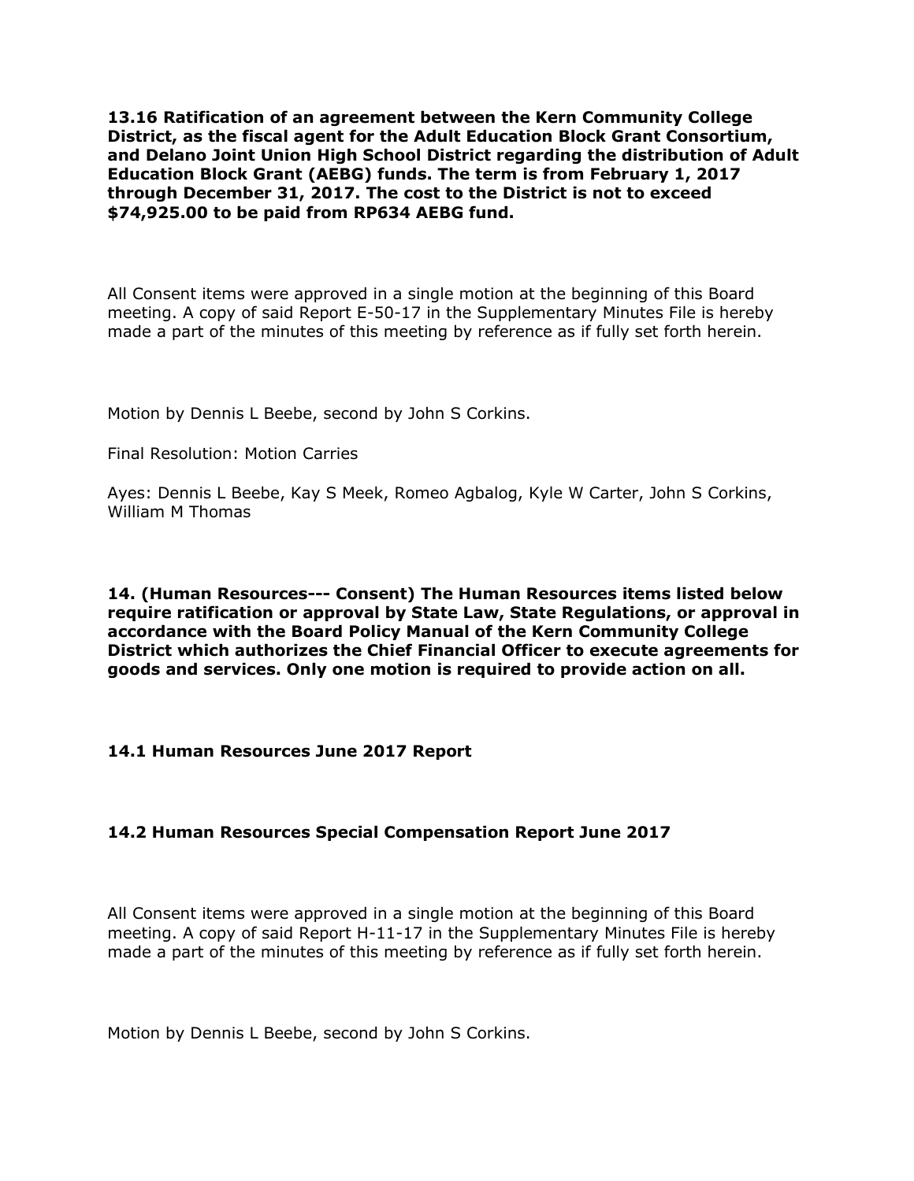**13.16 Ratification of an agreement between the Kern Community College District, as the fiscal agent for the Adult Education Block Grant Consortium, and Delano Joint Union High School District regarding the distribution of Adult Education Block Grant (AEBG) funds. The term is from February 1, 2017 through December 31, 2017. The cost to the District is not to exceed $74,925.00 to be paid from RP634 AEBG fund.**

All Consent items were approved in a single motion at the beginning of this Board meeting. A copy of said Report E-50-17 in the Supplementary Minutes File is hereby made a part of the minutes of this meeting by reference as if fully set forth herein.

Motion by Dennis L Beebe, second by John S Corkins.

Final Resolution: Motion Carries

Ayes: Dennis L Beebe, Kay S Meek, Romeo Agbalog, Kyle W Carter, John S Corkins, William M Thomas

**14. (Human Resources--- Consent) The Human Resources items listed below require ratification or approval by State Law, State Regulations, or approval in accordance with the Board Policy Manual of the Kern Community College District which authorizes the Chief Financial Officer to execute agreements for goods and services. Only one motion is required to provide action on all.**

**14.1 Human Resources June 2017 Report**

**14.2 Human Resources Special Compensation Report June 2017**

All Consent items were approved in a single motion at the beginning of this Board meeting. A copy of said Report H-11-17 in the Supplementary Minutes File is hereby made a part of the minutes of this meeting by reference as if fully set forth herein.

Motion by Dennis L Beebe, second by John S Corkins.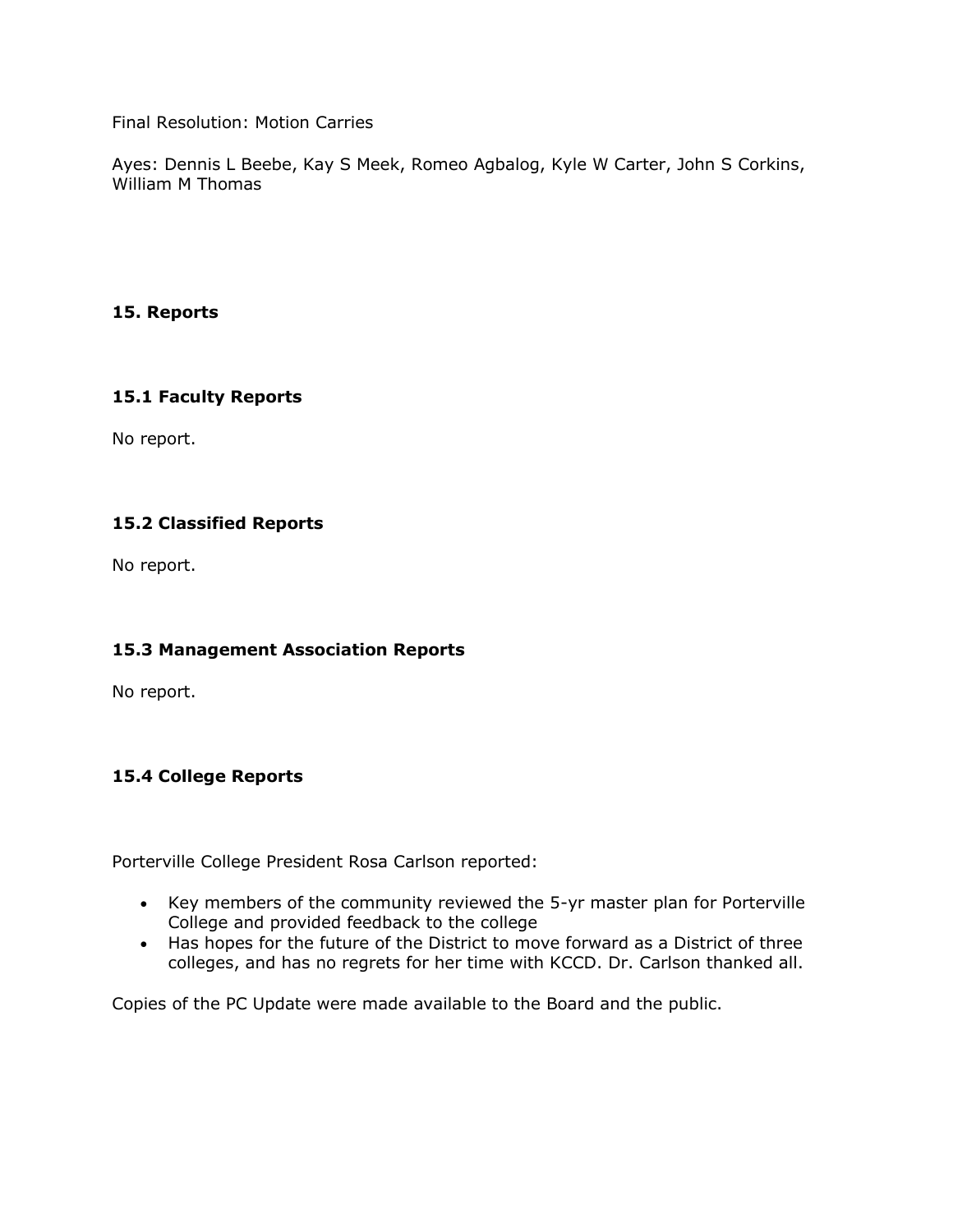Final Resolution: Motion Carries

Ayes: Dennis L Beebe, Kay S Meek, Romeo Agbalog, Kyle W Carter, John S Corkins, William M Thomas

## 15. Reports

### 15.1 Faculty Reports

No report.

### 15.2 Classified Reports

No report.

### 15.3 Management Association Reports

No report.

### 15.4 College Reports

Porterville College President Rosa Carlson reported:

- Key members of the community reviewed the 5-yr master plan for Porterville College and provided feedback to the college
- Has hopes for the future of the District to move forward as a District of three colleges, and has no regrets for her time with KCCD. Dr. Carlson thanked all.

Copies of the PC Update were made available to the Board and the public.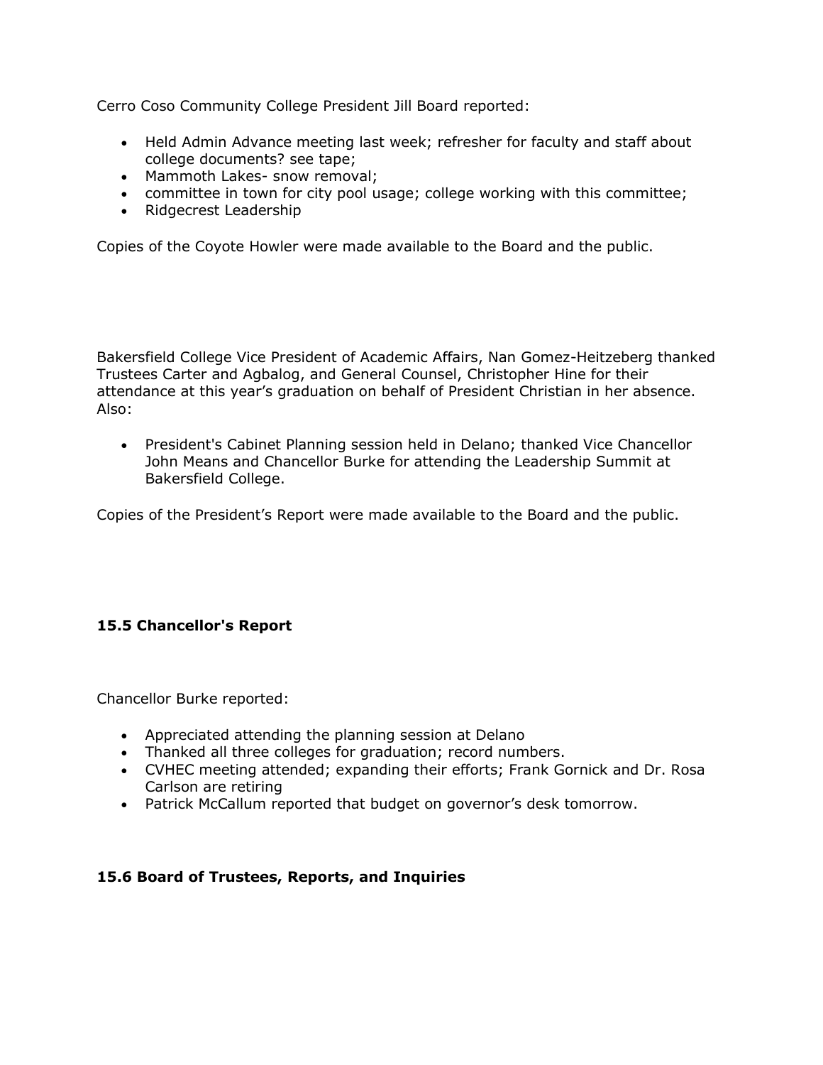Cerro Coso Community College President Jill Board reported:

- Held Admin Advance meeting last week; refresher for faculty and staff about college documents? see tape;
- Mammoth Lakes- snow removal;
- committee in town for city pool usage; college working with this committee;
- Ridgecrest Leadership

Copies of the Coyote Howler were made available to the Board and the public.

Bakersfield College Vice President of Academic Affairs, Nan Gomez-Heitzeberg thanked Trustees Carter and Agbalog, and General Counsel, Christopher Hine for their attendance at this year's graduation on behalf of President Christian in her absence. Also:

- President's Cabinet Planning session held in Delano; thanked Vice Chancellor John Means and Chancellor Burke for attending the Leadership Summit at Bakersfield College.

Copies of the President's Report were made available to the Board and the public.

### 15.5 Chancellor's Report

Chancellor Burke reported:

- Appreciated attending the planning session at Delano
- Thanked all three colleges for graduation; record numbers.
- CVHEC meeting attended; expanding their efforts; Frank Gornick and Dr. Rosa Carlson are retiring
- Patrick McCallum reported that budget on governor's desk tomorrow.

### 15.6 Board of Trustees, Reports, and Inquiries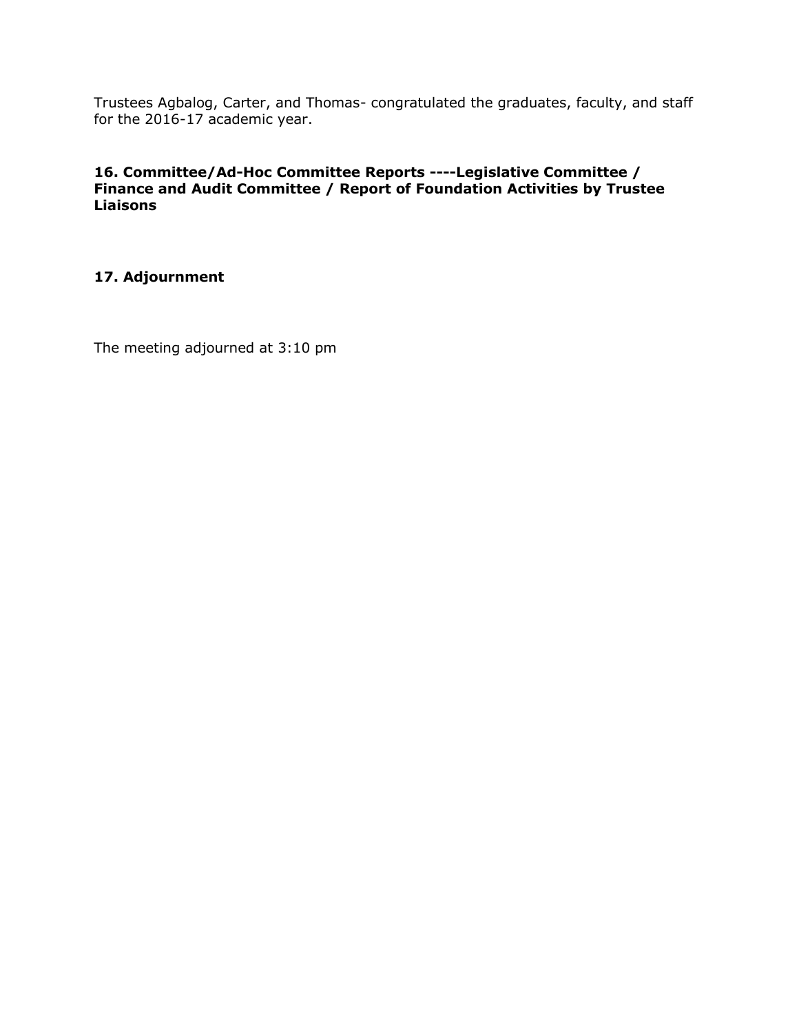Trustees Agbalog, Carter, and Thomas- congratulated the graduates, faculty, and staff for the 2016-17 academic year.

**16. Committee/Ad-Hoc Committee Reports ----Legislative Committee / Finance and Audit Committee / Report of Foundation Activities by Trustee Liaisons**

**17. Adjournment**

The meeting adjourned at 3:10 pm